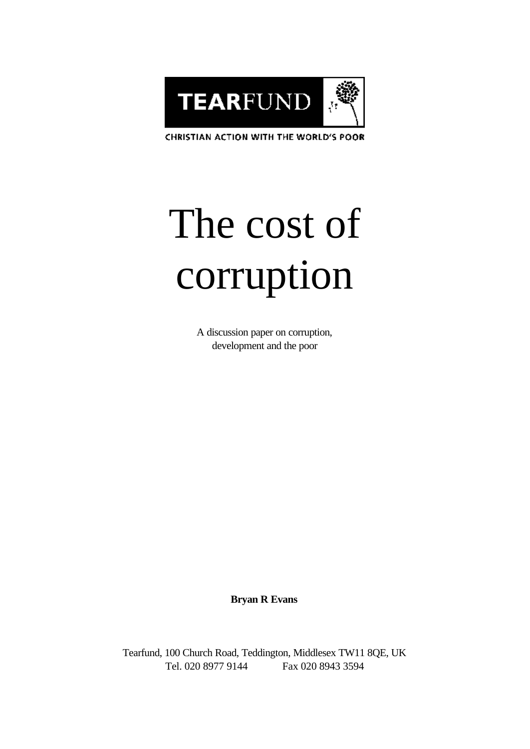TEARFUND

CHRISTIAN ACTION WITH THE WORLD'S POOR

# The cost of corruption

A discussion paper on corruption, development and the poor

**Bryan R Evans**

Tearfund, 100 Church Road, Teddington, Middlesex TW11 8QE, UK
Tel. 020 8977 9144 Fax 020 8943 3594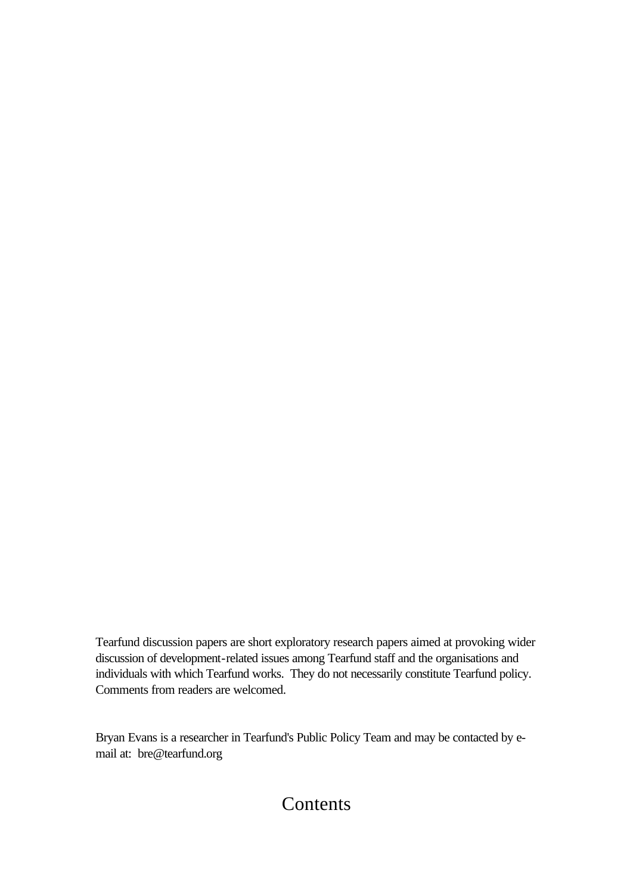Tearfund discussion papers are short exploratory research papers aimed at provoking wider discussion of development-related issues among Tearfund staff and the organisations and individuals with which Tearfund works. They do not necessarily constitute Tearfund policy. Comments from readers are welcomed.

Bryan Evans is a researcher in Tearfund's Public Policy Team and may be contacted by e-mail at: bre@tearfund.org

# Contents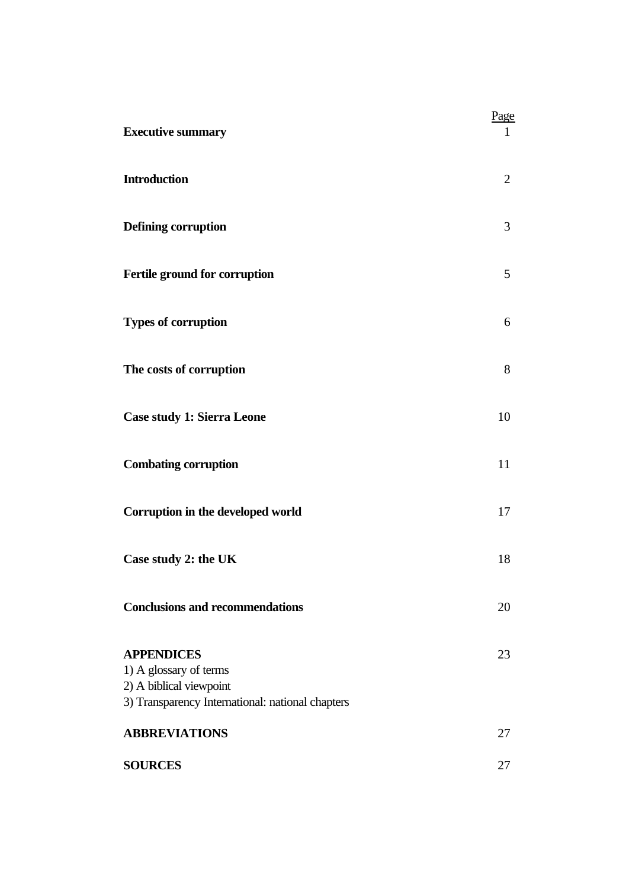| | Page |
|---|---|
| **Executive summary** | 1 |
| **Introduction** | 2 |
| **Defining corruption** | 3 |
| **Fertile ground for corruption** | 5 |
| **Types of corruption** | 6 |
| **The costs of corruption** | 8 |
| **Case study 1: Sierra Leone** | 10 |
| **Combating corruption** | 11 |
| **Corruption in the developed world** | 17 |
| **Case study 2: the UK** | 18 |
| **Conclusions and recommendations** | 20 |
| **APPENDICES**<br>1) A glossary of terms<br>2) A biblical viewpoint<br>3) Transparency International: national chapters | 23 |
| **ABBREVIATIONS** | 27 |
| **SOURCES** | 27 |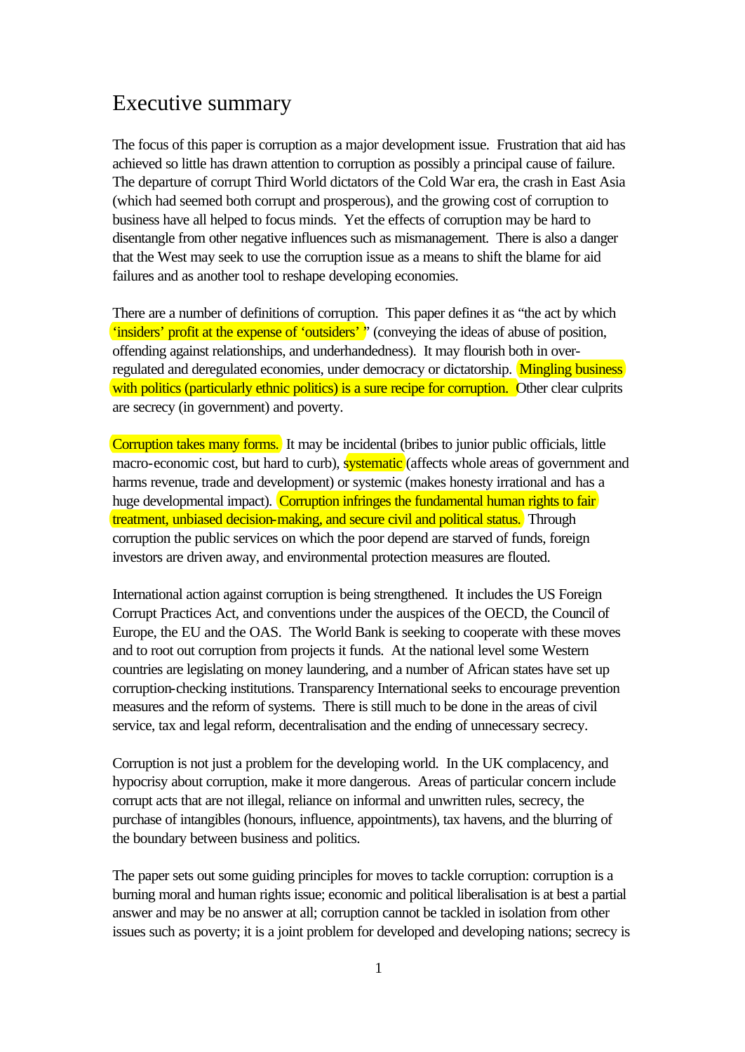# Executive summary

The focus of this paper is corruption as a major development issue. Frustration that aid has achieved so little has drawn attention to corruption as possibly a principal cause of failure. The departure of corrupt Third World dictators of the Cold War era, the crash in East Asia (which had seemed both corrupt and prosperous), and the growing cost of corruption to business have all helped to focus minds. Yet the effects of corruption may be hard to disentangle from other negative influences such as mismanagement. There is also a danger that the West may seek to use the corruption issue as a means to shift the blame for aid failures and as another tool to reshape developing economies.

There are a number of definitions of corruption. This paper defines it as "the act by which 'insiders' profit at the expense of 'outsiders' " (conveying the ideas of abuse of position, offending against relationships, and underhandedness). It may flourish both in over-regulated and deregulated economies, under democracy or dictatorship. Mingling business with politics (particularly ethnic politics) is a sure recipe for corruption. Other clear culprits are secrecy (in government) and poverty.

Corruption takes many forms. It may be incidental (bribes to junior public officials, little macro-economic cost, but hard to curb), systematic (affects whole areas of government and harms revenue, trade and development) or systemic (makes honesty irrational and has a huge developmental impact). Corruption infringes the fundamental human rights to fair treatment, unbiased decision-making, and secure civil and political status. Through corruption the public services on which the poor depend are starved of funds, foreign investors are driven away, and environmental protection measures are flouted.

International action against corruption is being strengthened. It includes the US Foreign Corrupt Practices Act, and conventions under the auspices of the OECD, the Council of Europe, the EU and the OAS. The World Bank is seeking to cooperate with these moves and to root out corruption from projects it funds. At the national level some Western countries are legislating on money laundering, and a number of African states have set up corruption-checking institutions. Transparency International seeks to encourage prevention measures and the reform of systems. There is still much to be done in the areas of civil service, tax and legal reform, decentralisation and the ending of unnecessary secrecy.

Corruption is not just a problem for the developing world. In the UK complacency, and hypocrisy about corruption, make it more dangerous. Areas of particular concern include corrupt acts that are not illegal, reliance on informal and unwritten rules, secrecy, the purchase of intangibles (honours, influence, appointments), tax havens, and the blurring of the boundary between business and politics.

The paper sets out some guiding principles for moves to tackle corruption: corruption is a burning moral and human rights issue; economic and political liberalisation is at best a partial answer and may be no answer at all; corruption cannot be tackled in isolation from other issues such as poverty; it is a joint problem for developed and developing nations; secrecy is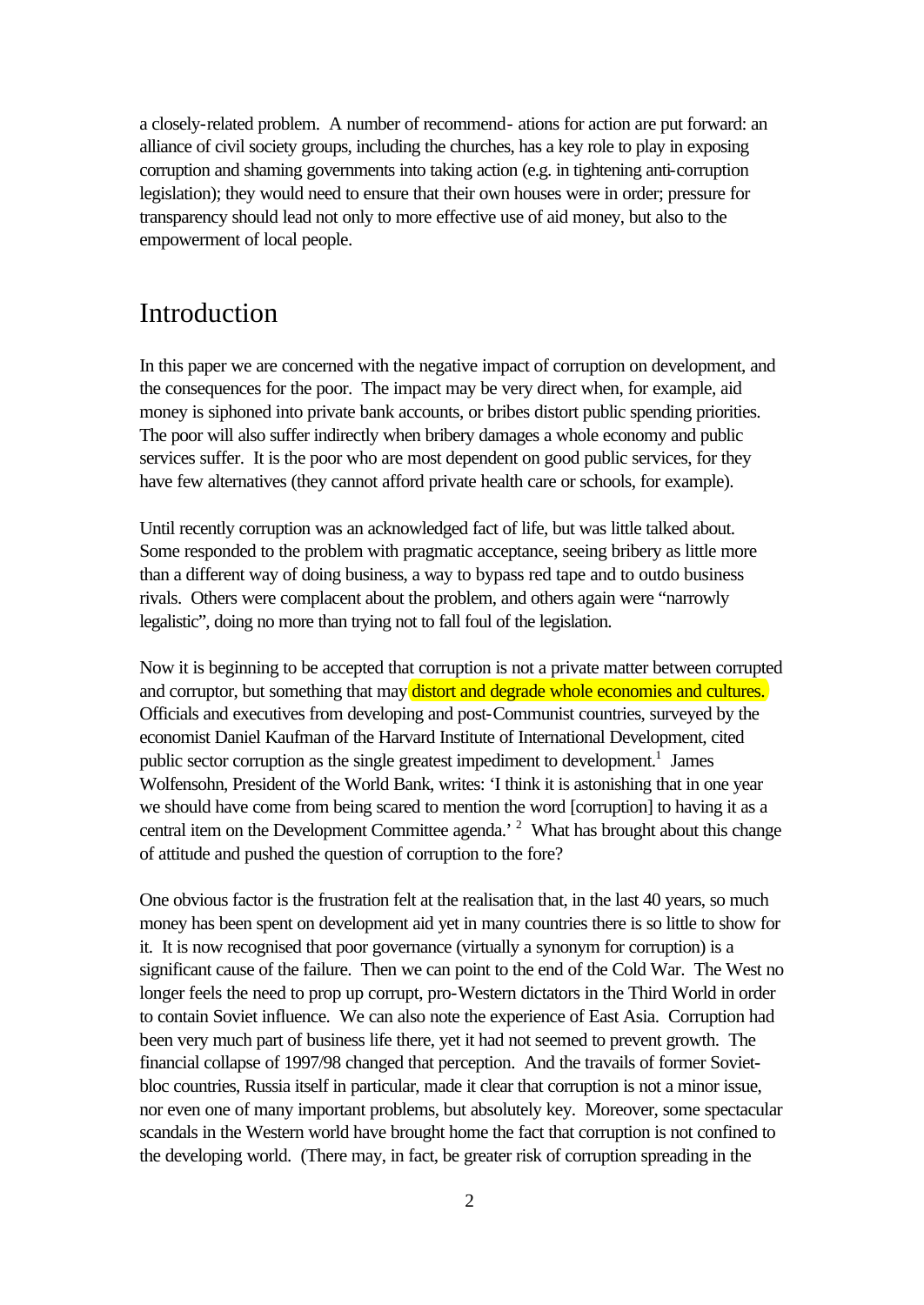a closely-related problem. A number of recommend- ations for action are put forward: an alliance of civil society groups, including the churches, has a key role to play in exposing corruption and shaming governments into taking action (e.g. in tightening anti-corruption legislation); they would need to ensure that their own houses were in order; pressure for transparency should lead not only to more effective use of aid money, but also to the empowerment of local people.

# Introduction

In this paper we are concerned with the negative impact of corruption on development, and the consequences for the poor. The impact may be very direct when, for example, aid money is siphoned into private bank accounts, or bribes distort public spending priorities. The poor will also suffer indirectly when bribery damages a whole economy and public services suffer. It is the poor who are most dependent on good public services, for they have few alternatives (they cannot afford private health care or schools, for example).

Until recently corruption was an acknowledged fact of life, but was little talked about. Some responded to the problem with pragmatic acceptance, seeing bribery as little more than a different way of doing business, a way to bypass red tape and to outdo business rivals. Others were complacent about the problem, and others again were "narrowly legalistic", doing no more than trying not to fall foul of the legislation.

Now it is beginning to be accepted that corruption is not a private matter between corrupted and corruptor, but something that may distort and degrade whole economies and cultures. Officials and executives from developing and post-Communist countries, surveyed by the economist Daniel Kaufman of the Harvard Institute of International Development, cited public sector corruption as the single greatest impediment to development.[1] James Wolfensohn, President of the World Bank, writes: 'I think it is astonishing that in one year we should have come from being scared to mention the word [corruption] to having it as a central item on the Development Committee agenda.'[2] What has brought about this change of attitude and pushed the question of corruption to the fore?

One obvious factor is the frustration felt at the realisation that, in the last 40 years, so much money has been spent on development aid yet in many countries there is so little to show for it. It is now recognised that poor governance (virtually a synonym for corruption) is a significant cause of the failure. Then we can point to the end of the Cold War. The West no longer feels the need to prop up corrupt, pro-Western dictators in the Third World in order to contain Soviet influence. We can also note the experience of East Asia. Corruption had been very much part of business life there, yet it had not seemed to prevent growth. The financial collapse of 1997/98 changed that perception. And the travails of former Soviet-bloc countries, Russia itself in particular, made it clear that corruption is not a minor issue, nor even one of many important problems, but absolutely key. Moreover, some spectacular scandals in the Western world have brought home the fact that corruption is not confined to the developing world. (There may, in fact, be greater risk of corruption spreading in the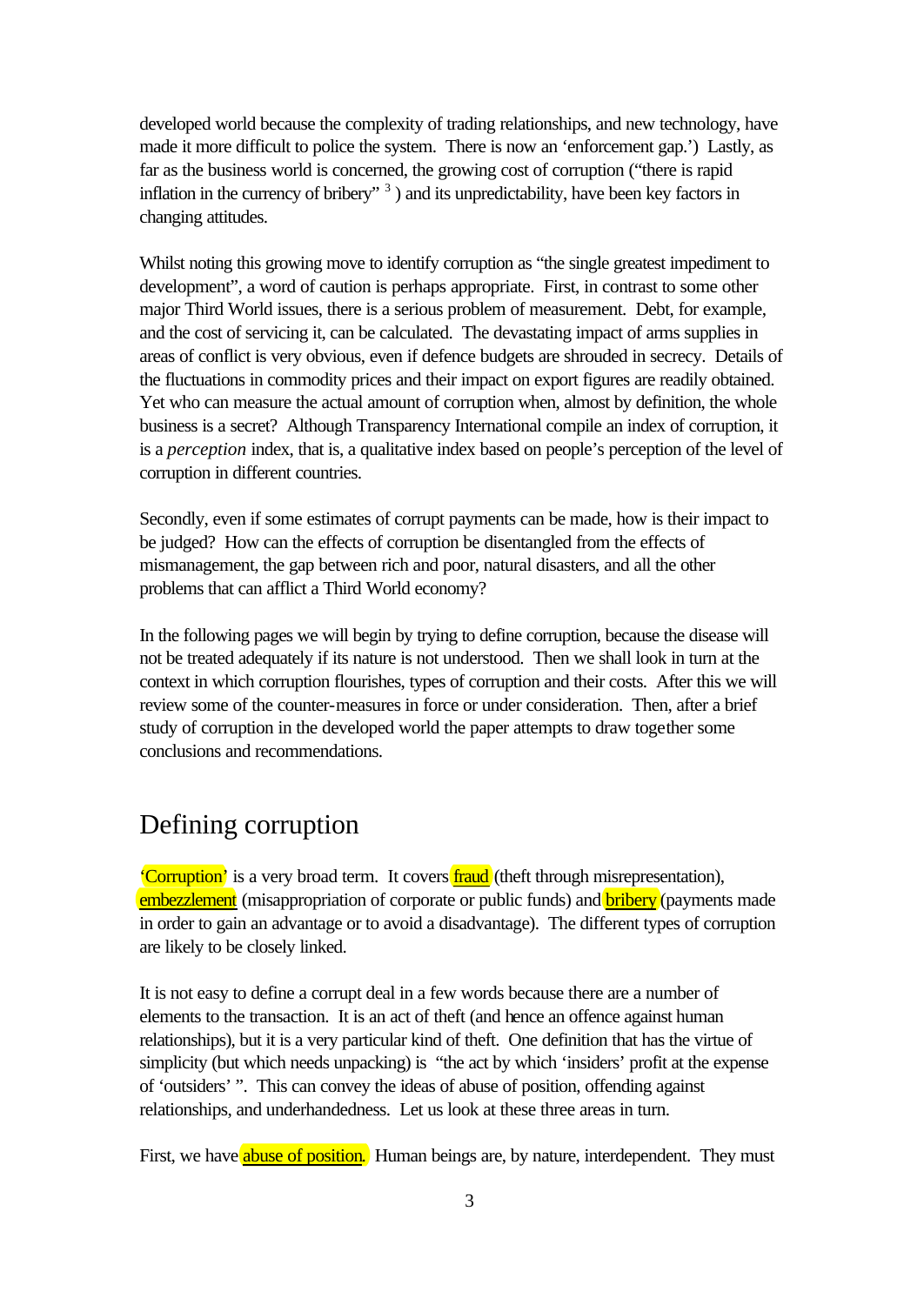developed world because the complexity of trading relationships, and new technology, have made it more difficult to police the system. There is now an 'enforcement gap.') Lastly, as far as the business world is concerned, the growing cost of corruption ("there is rapid inflation in the currency of bribery" [3] ) and its unpredictability, have been key factors in changing attitudes.

Whilst noting this growing move to identify corruption as "the single greatest impediment to development", a word of caution is perhaps appropriate. First, in contrast to some other major Third World issues, there is a serious problem of measurement. Debt, for example, and the cost of servicing it, can be calculated. The devastating impact of arms supplies in areas of conflict is very obvious, even if defence budgets are shrouded in secrecy. Details of the fluctuations in commodity prices and their impact on export figures are readily obtained. Yet who can measure the actual amount of corruption when, almost by definition, the whole business is a secret? Although Transparency International compile an index of corruption, it is a *perception* index, that is, a qualitative index based on people's perception of the level of corruption in different countries.

Secondly, even if some estimates of corrupt payments can be made, how is their impact to be judged? How can the effects of corruption be disentangled from the effects of mismanagement, the gap between rich and poor, natural disasters, and all the other problems that can afflict a Third World economy?

In the following pages we will begin by trying to define corruption, because the disease will not be treated adequately if its nature is not understood. Then we shall look in turn at the context in which corruption flourishes, types of corruption and their costs. After this we will review some of the counter-measures in force or under consideration. Then, after a brief study of corruption in the developed world the paper attempts to draw together some conclusions and recommendations.

## Defining corruption

'Corruption' is a very broad term. It covers fraud (theft through misrepresentation), embezzlement (misappropriation of corporate or public funds) and bribery (payments made in order to gain an advantage or to avoid a disadvantage). The different types of corruption are likely to be closely linked.

It is not easy to define a corrupt deal in a few words because there are a number of elements to the transaction. It is an act of theft (and hence an offence against human relationships), but it is a very particular kind of theft. One definition that has the virtue of simplicity (but which needs unpacking) is "the act by which 'insiders' profit at the expense of 'outsiders' ". This can convey the ideas of abuse of position, offending against relationships, and underhandedness. Let us look at these three areas in turn.

First, we have abuse of position. Human beings are, by nature, interdependent. They must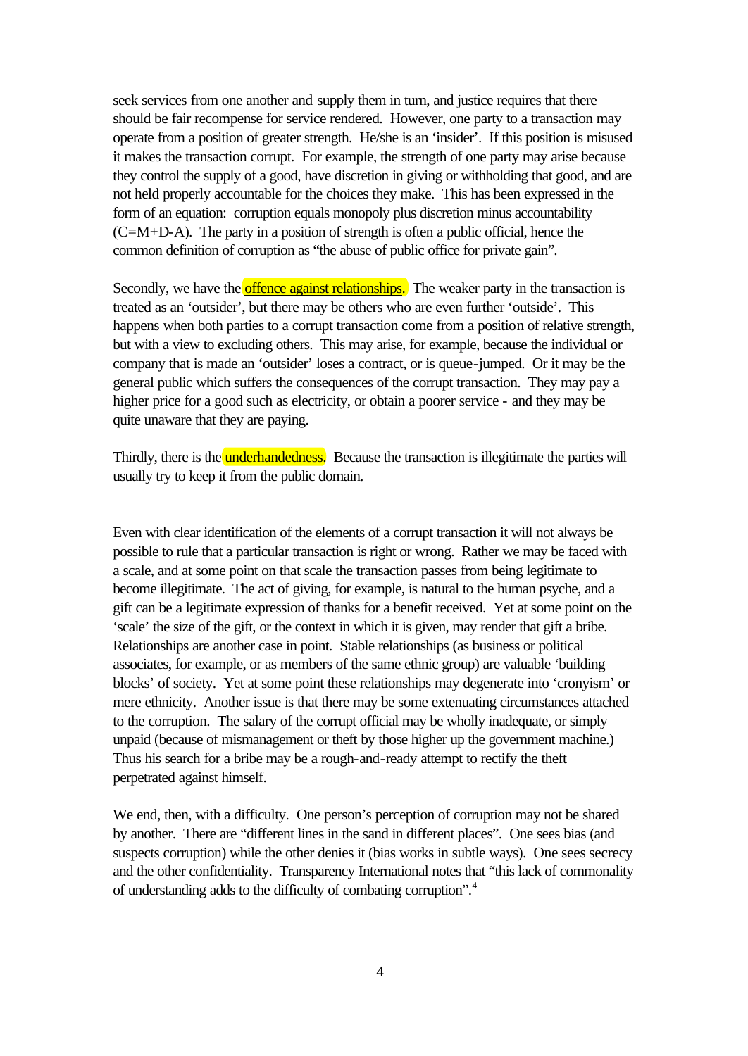seek services from one another and supply them in turn, and justice requires that there should be fair recompense for service rendered. However, one party to a transaction may operate from a position of greater strength. He/she is an 'insider'. If this position is misused it makes the transaction corrupt. For example, the strength of one party may arise because they control the supply of a good, have discretion in giving or withholding that good, and are not held properly accountable for the choices they make. This has been expressed in the form of an equation: corruption equals monopoly plus discretion minus accountability (C=M+D-A). The party in a position of strength is often a public official, hence the common definition of corruption as "the abuse of public office for private gain".

Secondly, we have the offence against relationships. The weaker party in the transaction is treated as an 'outsider', but there may be others who are even further 'outside'. This happens when both parties to a corrupt transaction come from a position of relative strength, but with a view to excluding others. This may arise, for example, because the individual or company that is made an 'outsider' loses a contract, or is queue-jumped. Or it may be the general public which suffers the consequences of the corrupt transaction. They may pay a higher price for a good such as electricity, or obtain a poorer service - and they may be quite unaware that they are paying.

Thirdly, there is the underhandedness. Because the transaction is illegitimate the parties will usually try to keep it from the public domain.

Even with clear identification of the elements of a corrupt transaction it will not always be possible to rule that a particular transaction is right or wrong. Rather we may be faced with a scale, and at some point on that scale the transaction passes from being legitimate to become illegitimate. The act of giving, for example, is natural to the human psyche, and a gift can be a legitimate expression of thanks for a benefit received. Yet at some point on the 'scale' the size of the gift, or the context in which it is given, may render that gift a bribe. Relationships are another case in point. Stable relationships (as business or political associates, for example, or as members of the same ethnic group) are valuable 'building blocks' of society. Yet at some point these relationships may degenerate into 'cronyism' or mere ethnicity. Another issue is that there may be some extenuating circumstances attached to the corruption. The salary of the corrupt official may be wholly inadequate, or simply unpaid (because of mismanagement or theft by those higher up the government machine.) Thus his search for a bribe may be a rough-and-ready attempt to rectify the theft perpetrated against himself.

We end, then, with a difficulty. One person's perception of corruption may not be shared by another. There are "different lines in the sand in different places". One sees bias (and suspects corruption) while the other denies it (bias works in subtle ways). One sees secrecy and the other confidentiality. Transparency International notes that "this lack of commonality of understanding adds to the difficulty of combating corruption".[4]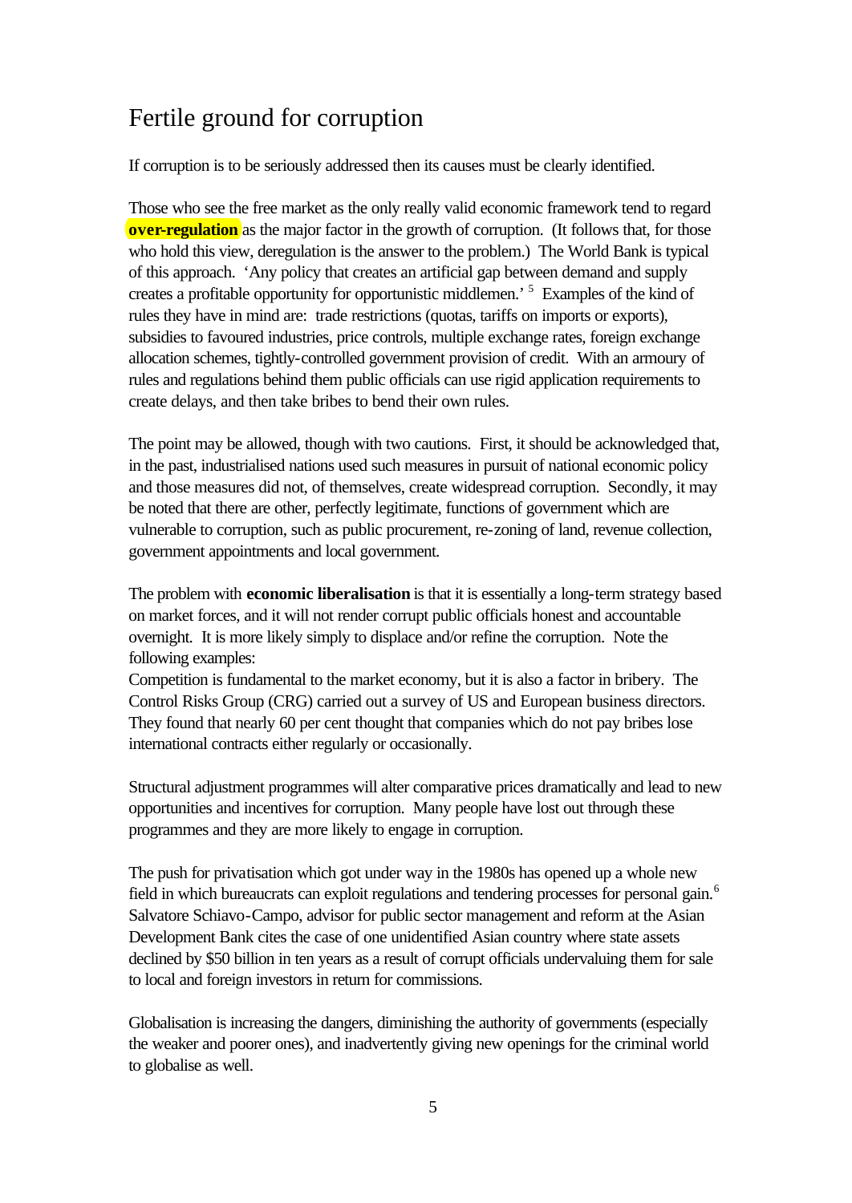# Fertile ground for corruption

If corruption is to be seriously addressed then its causes must be clearly identified.

Those who see the free market as the only really valid economic framework tend to regard **over-regulation** as the major factor in the growth of corruption. (It follows that, for those who hold this view, deregulation is the answer to the problem.) The World Bank is typical of this approach. 'Any policy that creates an artificial gap between demand and supply creates a profitable opportunity for opportunistic middlemen.' [5] Examples of the kind of rules they have in mind are: trade restrictions (quotas, tariffs on imports or exports), subsidies to favoured industries, price controls, multiple exchange rates, foreign exchange allocation schemes, tightly-controlled government provision of credit. With an armoury of rules and regulations behind them public officials can use rigid application requirements to create delays, and then take bribes to bend their own rules.

The point may be allowed, though with two cautions. First, it should be acknowledged that, in the past, industrialised nations used such measures in pursuit of national economic policy and those measures did not, of themselves, create widespread corruption. Secondly, it may be noted that there are other, perfectly legitimate, functions of government which are vulnerable to corruption, such as public procurement, re-zoning of land, revenue collection, government appointments and local government.

The problem with **economic liberalisation** is that it is essentially a long-term strategy based on market forces, and it will not render corrupt public officials honest and accountable overnight. It is more likely simply to displace and/or refine the corruption. Note the following examples:

Competition is fundamental to the market economy, but it is also a factor in bribery. The Control Risks Group (CRG) carried out a survey of US and European business directors. They found that nearly 60 per cent thought that companies which do not pay bribes lose international contracts either regularly or occasionally.

Structural adjustment programmes will alter comparative prices dramatically and lead to new opportunities and incentives for corruption. Many people have lost out through these programmes and they are more likely to engage in corruption.

The push for privatisation which got under way in the 1980s has opened up a whole new field in which bureaucrats can exploit regulations and tendering processes for personal gain.[6] Salvatore Schiavo-Campo, advisor for public sector management and reform at the Asian Development Bank cites the case of one unidentified Asian country where state assets declined by $50 billion in ten years as a result of corrupt officials undervaluing them for sale to local and foreign investors in return for commissions.

Globalisation is increasing the dangers, diminishing the authority of governments (especially the weaker and poorer ones), and inadvertently giving new openings for the criminal world to globalise as well.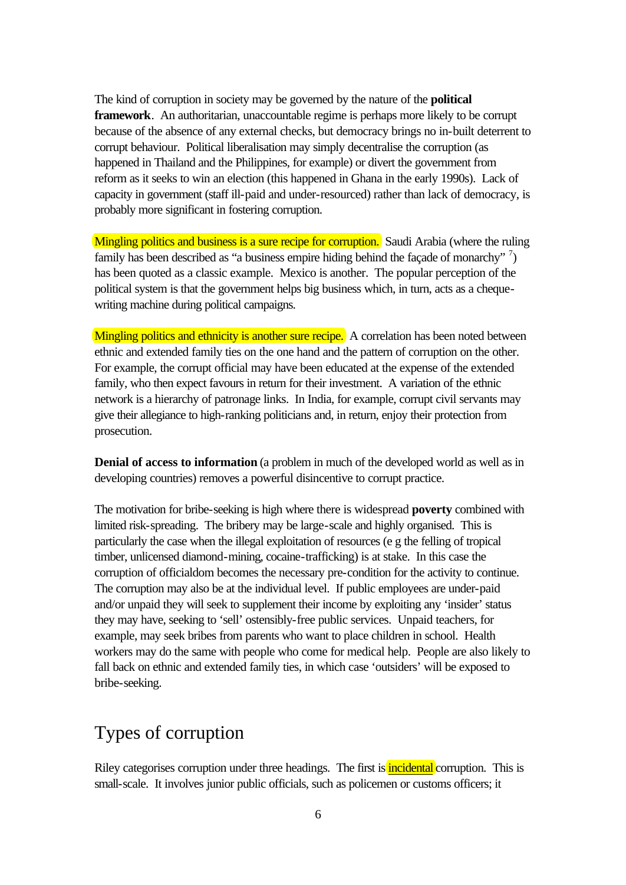The kind of corruption in society may be governed by the nature of the **political framework**. An authoritarian, unaccountable regime is perhaps more likely to be corrupt because of the absence of any external checks, but democracy brings no in-built deterrent to corrupt behaviour. Political liberalisation may simply decentralise the corruption (as happened in Thailand and the Philippines, for example) or divert the government from reform as it seeks to win an election (this happened in Ghana in the early 1990s). Lack of capacity in government (staff ill-paid and under-resourced) rather than lack of democracy, is probably more significant in fostering corruption.

Mingling politics and business is a sure recipe for corruption. Saudi Arabia (where the ruling family has been described as "a business empire hiding behind the façade of monarchy" [7]) has been quoted as a classic example. Mexico is another. The popular perception of the political system is that the government helps big business which, in turn, acts as a cheque-writing machine during political campaigns.

Mingling politics and ethnicity is another sure recipe. A correlation has been noted between ethnic and extended family ties on the one hand and the pattern of corruption on the other. For example, the corrupt official may have been educated at the expense of the extended family, who then expect favours in return for their investment. A variation of the ethnic network is a hierarchy of patronage links. In India, for example, corrupt civil servants may give their allegiance to high-ranking politicians and, in return, enjoy their protection from prosecution.

**Denial of access to information** (a problem in much of the developed world as well as in developing countries) removes a powerful disincentive to corrupt practice.

The motivation for bribe-seeking is high where there is widespread **poverty** combined with limited risk-spreading. The bribery may be large-scale and highly organised. This is particularly the case when the illegal exploitation of resources (e g the felling of tropical timber, unlicensed diamond-mining, cocaine-trafficking) is at stake. In this case the corruption of officialdom becomes the necessary pre-condition for the activity to continue. The corruption may also be at the individual level. If public employees are under-paid and/or unpaid they will seek to supplement their income by exploiting any 'insider' status they may have, seeking to 'sell' ostensibly-free public services. Unpaid teachers, for example, may seek bribes from parents who want to place children in school. Health workers may do the same with people who come for medical help. People are also likely to fall back on ethnic and extended family ties, in which case 'outsiders' will be exposed to bribe-seeking.

## Types of corruption

Riley categorises corruption under three headings. The first is incidental corruption. This is small-scale. It involves junior public officials, such as policemen or customs officers; it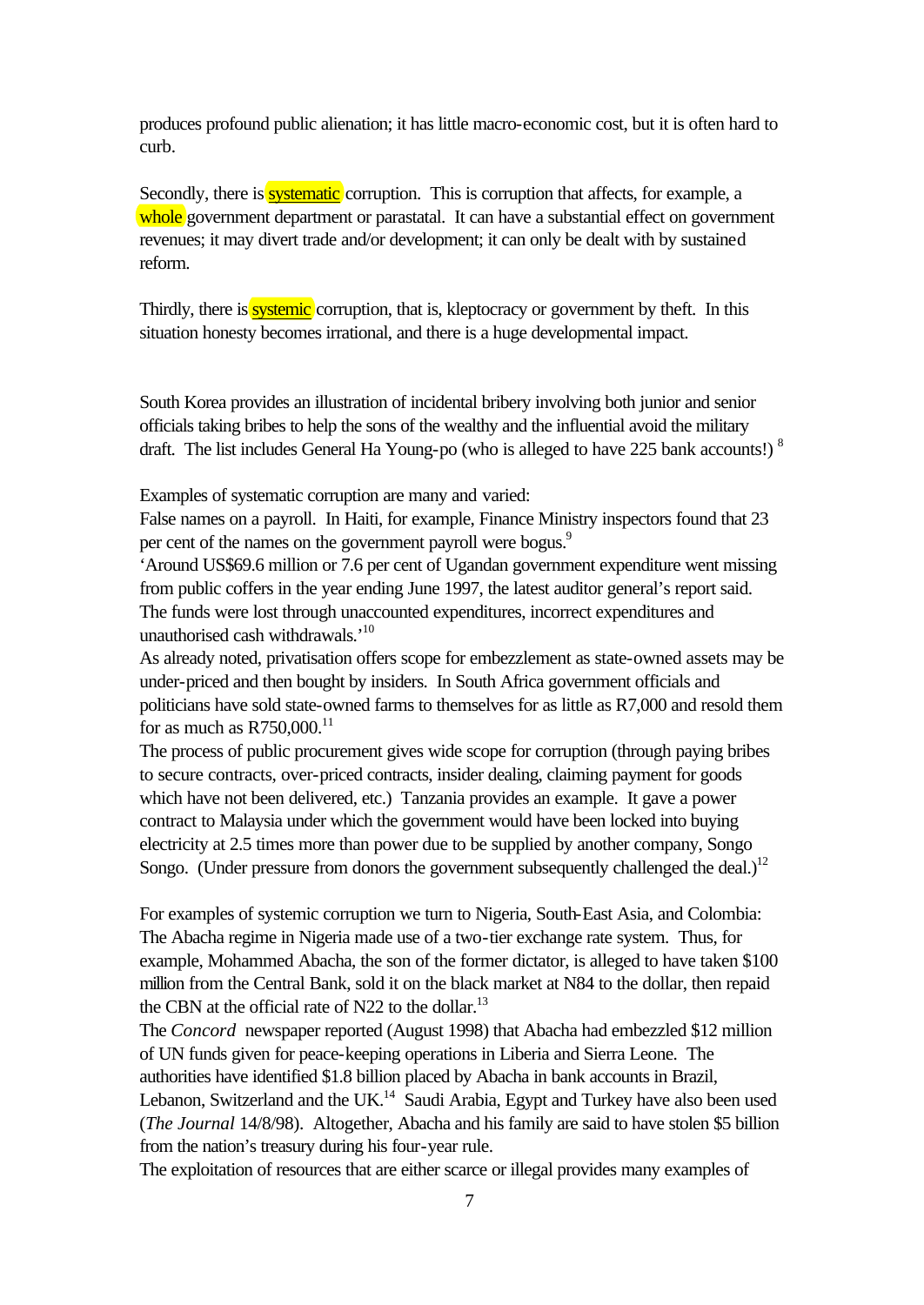produces profound public alienation; it has little macro-economic cost, but it is often hard to curb.

Secondly, there is systematic corruption. This is corruption that affects, for example, a whole government department or parastatal. It can have a substantial effect on government revenues; it may divert trade and/or development; it can only be dealt with by sustained reform.

Thirdly, there is systemic corruption, that is, kleptocracy or government by theft. In this situation honesty becomes irrational, and there is a huge developmental impact.

South Korea provides an illustration of incidental bribery involving both junior and senior officials taking bribes to help the sons of the wealthy and the influential avoid the military draft. The list includes General Ha Young-po (who is alleged to have 225 bank accounts!) [8]

Examples of systematic corruption are many and varied:

False names on a payroll. In Haiti, for example, Finance Ministry inspectors found that 23 per cent of the names on the government payroll were bogus.[9]

'Around US$69.6 million or 7.6 per cent of Ugandan government expenditure went missing from public coffers in the year ending June 1997, the latest auditor general's report said. The funds were lost through unaccounted expenditures, incorrect expenditures and unauthorised cash withdrawals.'[10]

As already noted, privatisation offers scope for embezzlement as state-owned assets may be under-priced and then bought by insiders. In South Africa government officials and politicians have sold state-owned farms to themselves for as little as R7,000 and resold them for as much as R750,000.[11]

The process of public procurement gives wide scope for corruption (through paying bribes to secure contracts, over-priced contracts, insider dealing, claiming payment for goods which have not been delivered, etc.) Tanzania provides an example. It gave a power contract to Malaysia under which the government would have been locked into buying electricity at 2.5 times more than power due to be supplied by another company, Songo Songo. (Under pressure from donors the government subsequently challenged the deal.)[12]

For examples of systemic corruption we turn to Nigeria, South-East Asia, and Colombia:

The Abacha regime in Nigeria made use of a two-tier exchange rate system. Thus, for example, Mohammed Abacha, the son of the former dictator, is alleged to have taken $100 million from the Central Bank, sold it on the black market at N84 to the dollar, then repaid the CBN at the official rate of N22 to the dollar.[13]

The *Concord* newspaper reported (August 1998) that Abacha had embezzled $12 million of UN funds given for peace-keeping operations in Liberia and Sierra Leone. The authorities have identified $1.8 billion placed by Abacha in bank accounts in Brazil, Lebanon, Switzerland and the UK.[14] Saudi Arabia, Egypt and Turkey have also been used (*The Journal* 14/8/98). Altogether, Abacha and his family are said to have stolen $5 billion from the nation's treasury during his four-year rule.

The exploitation of resources that are either scarce or illegal provides many examples of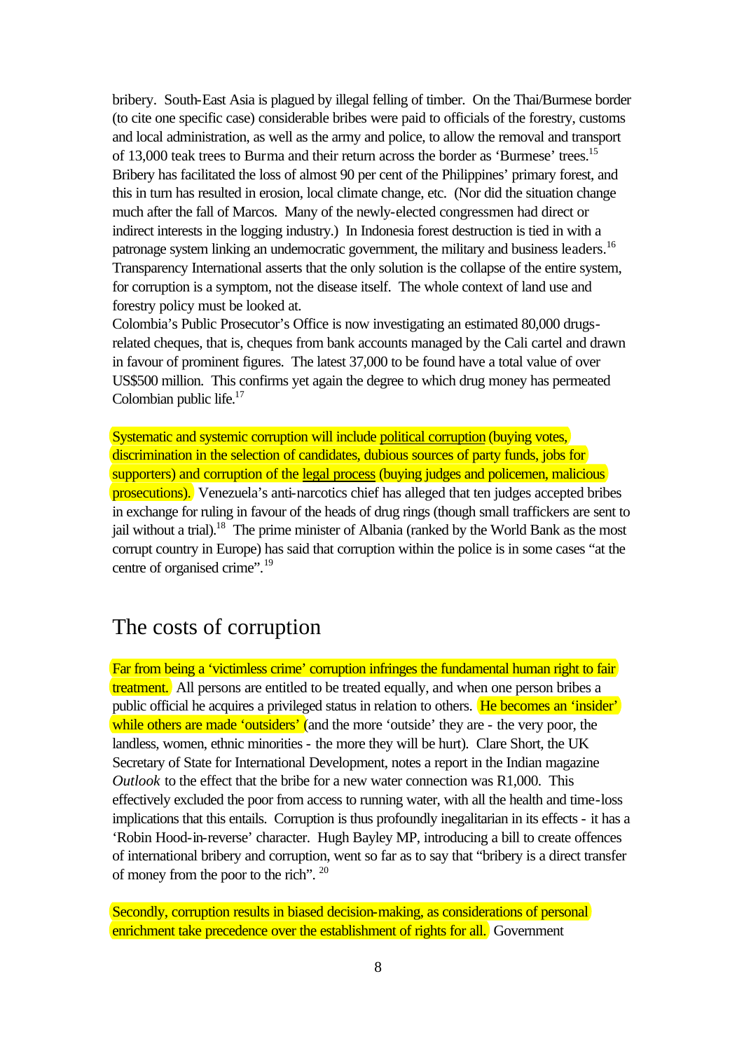bribery. South-East Asia is plagued by illegal felling of timber. On the Thai/Burmese border (to cite one specific case) considerable bribes were paid to officials of the forestry, customs and local administration, as well as the army and police, to allow the removal and transport of 13,000 teak trees to Burma and their return across the border as 'Burmese' trees.[15] Bribery has facilitated the loss of almost 90 per cent of the Philippines' primary forest, and this in turn has resulted in erosion, local climate change, etc. (Nor did the situation change much after the fall of Marcos. Many of the newly-elected congressmen had direct or indirect interests in the logging industry.) In Indonesia forest destruction is tied in with a patronage system linking an undemocratic government, the military and business leaders.[16] Transparency International asserts that the only solution is the collapse of the entire system, for corruption is a symptom, not the disease itself. The whole context of land use and forestry policy must be looked at.
Colombia's Public Prosecutor's Office is now investigating an estimated 80,000 drugs-related cheques, that is, cheques from bank accounts managed by the Cali cartel and drawn in favour of prominent figures. The latest 37,000 to be found have a total value of over US$500 million. This confirms yet again the degree to which drug money has permeated Colombian public life.[17]

Systematic and systemic corruption will include political corruption (buying votes, discrimination in the selection of candidates, dubious sources of party funds, jobs for supporters) and corruption of the legal process (buying judges and policemen, malicious prosecutions). Venezuela's anti-narcotics chief has alleged that ten judges accepted bribes in exchange for ruling in favour of the heads of drug rings (though small traffickers are sent to jail without a trial).[18] The prime minister of Albania (ranked by the World Bank as the most corrupt country in Europe) has said that corruption within the police is in some cases "at the centre of organised crime".[19]

## The costs of corruption

Far from being a 'victimless crime' corruption infringes the fundamental human right to fair treatment. All persons are entitled to be treated equally, and when one person bribes a public official he acquires a privileged status in relation to others. He becomes an 'insider' while others are made 'outsiders' (and the more 'outside' they are - the very poor, the landless, women, ethnic minorities - the more they will be hurt). Clare Short, the UK Secretary of State for International Development, notes a report in the Indian magazine *Outlook* to the effect that the bribe for a new water connection was R1,000. This effectively excluded the poor from access to running water, with all the health and time-loss implications that this entails. Corruption is thus profoundly inegalitarian in its effects - it has a 'Robin Hood-in-reverse' character. Hugh Bayley MP, introducing a bill to create offences of international bribery and corruption, went so far as to say that "bribery is a direct transfer of money from the poor to the rich". [20]

Secondly, corruption results in biased decision-making, as considerations of personal enrichment take precedence over the establishment of rights for all. Government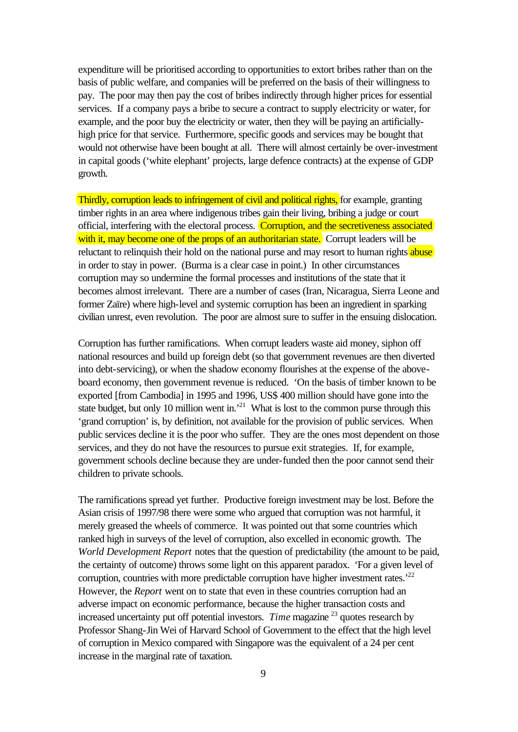expenditure will be prioritised according to opportunities to extort bribes rather than on the basis of public welfare, and companies will be preferred on the basis of their willingness to pay. The poor may then pay the cost of bribes indirectly through higher prices for essential services. If a company pays a bribe to secure a contract to supply electricity or water, for example, and the poor buy the electricity or water, then they will be paying an artificially-high price for that service. Furthermore, specific goods and services may be bought that would not otherwise have been bought at all. There will almost certainly be over-investment in capital goods ('white elephant' projects, large defence contracts) at the expense of GDP growth.

Thirdly, corruption leads to infringement of civil and political rights, for example, granting timber rights in an area where indigenous tribes gain their living, bribing a judge or court official, interfering with the electoral process. Corruption, and the secretiveness associated with it, may become one of the props of an authoritarian state. Corrupt leaders will be reluctant to relinquish their hold on the national purse and may resort to human rights abuse in order to stay in power. (Burma is a clear case in point.) In other circumstances corruption may so undermine the formal processes and institutions of the state that it becomes almost irrelevant. There are a number of cases (Iran, Nicaragua, Sierra Leone and former Zaïre) where high-level and systemic corruption has been an ingredient in sparking civilian unrest, even revolution. The poor are almost sure to suffer in the ensuing dislocation.

Corruption has further ramifications. When corrupt leaders waste aid money, siphon off national resources and build up foreign debt (so that government revenues are then diverted into debt-servicing), or when the shadow economy flourishes at the expense of the above-board economy, then government revenue is reduced. 'On the basis of timber known to be exported [from Cambodia] in 1995 and 1996, US$ 400 million should have gone into the state budget, but only 10 million went in.'[21] What is lost to the common purse through this 'grand corruption' is, by definition, not available for the provision of public services. When public services decline it is the poor who suffer. They are the ones most dependent on those services, and they do not have the resources to pursue exit strategies. If, for example, government schools decline because they are under-funded then the poor cannot send their children to private schools.

The ramifications spread yet further. Productive foreign investment may be lost. Before the Asian crisis of 1997/98 there were some who argued that corruption was not harmful, it merely greased the wheels of commerce. It was pointed out that some countries which ranked high in surveys of the level of corruption, also excelled in economic growth. The *World Development Report* notes that the question of predictability (the amount to be paid, the certainty of outcome) throws some light on this apparent paradox. 'For a given level of corruption, countries with more predictable corruption have higher investment rates.'[22] However, the *Report* went on to state that even in these countries corruption had an adverse impact on economic performance, because the higher transaction costs and increased uncertainty put off potential investors. *Time* magazine [23] quotes research by Professor Shang-Jin Wei of Harvard School of Government to the effect that the high level of corruption in Mexico compared with Singapore was the equivalent of a 24 per cent increase in the marginal rate of taxation.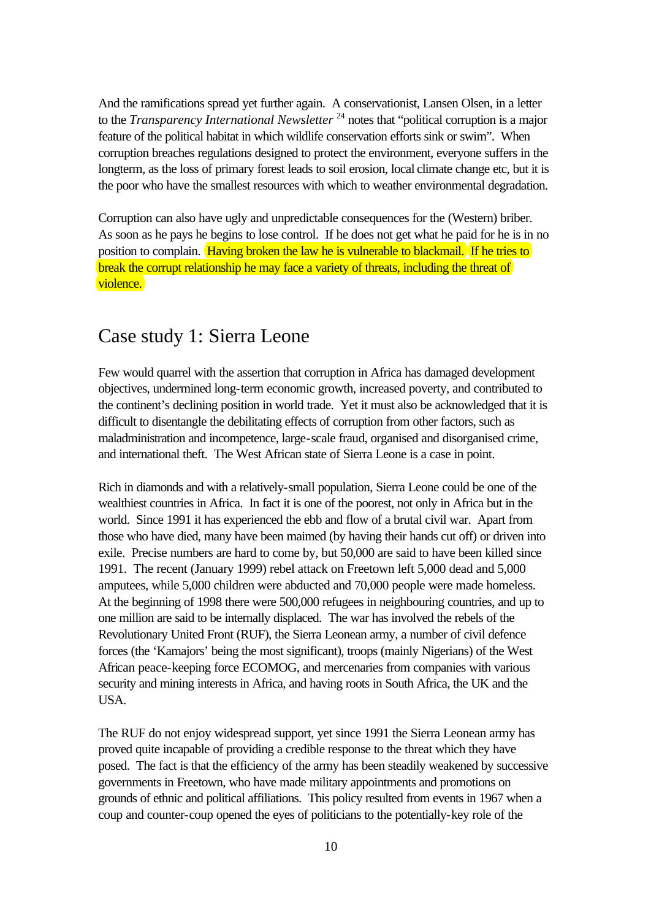And the ramifications spread yet further again. A conservationist, Lansen Olsen, in a letter to the *Transparency International Newsletter* [24] notes that "political corruption is a major feature of the political habitat in which wildlife conservation efforts sink or swim". When corruption breaches regulations designed to protect the environment, everyone suffers in the longterm, as the loss of primary forest leads to soil erosion, local climate change etc, but it is the poor who have the smallest resources with which to weather environmental degradation.

Corruption can also have ugly and unpredictable consequences for the (Western) briber. As soon as he pays he begins to lose control. If he does not get what he paid for he is in no position to complain. Having broken the law he is vulnerable to blackmail. If he tries to break the corrupt relationship he may face a variety of threats, including the threat of violence.

## Case study 1: Sierra Leone

Few would quarrel with the assertion that corruption in Africa has damaged development objectives, undermined long-term economic growth, increased poverty, and contributed to the continent's declining position in world trade. Yet it must also be acknowledged that it is difficult to disentangle the debilitating effects of corruption from other factors, such as maladministration and incompetence, large-scale fraud, organised and disorganised crime, and international theft. The West African state of Sierra Leone is a case in point.

Rich in diamonds and with a relatively-small population, Sierra Leone could be one of the wealthiest countries in Africa. In fact it is one of the poorest, not only in Africa but in the world. Since 1991 it has experienced the ebb and flow of a brutal civil war. Apart from those who have died, many have been maimed (by having their hands cut off) or driven into exile. Precise numbers are hard to come by, but 50,000 are said to have been killed since 1991. The recent (January 1999) rebel attack on Freetown left 5,000 dead and 5,000 amputees, while 5,000 children were abducted and 70,000 people were made homeless. At the beginning of 1998 there were 500,000 refugees in neighbouring countries, and up to one million are said to be internally displaced. The war has involved the rebels of the Revolutionary United Front (RUF), the Sierra Leonean army, a number of civil defence forces (the 'Kamajors' being the most significant), troops (mainly Nigerians) of the West African peace-keeping force ECOMOG, and mercenaries from companies with various security and mining interests in Africa, and having roots in South Africa, the UK and the USA.

The RUF do not enjoy widespread support, yet since 1991 the Sierra Leonean army has proved quite incapable of providing a credible response to the threat which they have posed. The fact is that the efficiency of the army has been steadily weakened by successive governments in Freetown, who have made military appointments and promotions on grounds of ethnic and political affiliations. This policy resulted from events in 1967 when a coup and counter-coup opened the eyes of politicians to the potentially-key role of the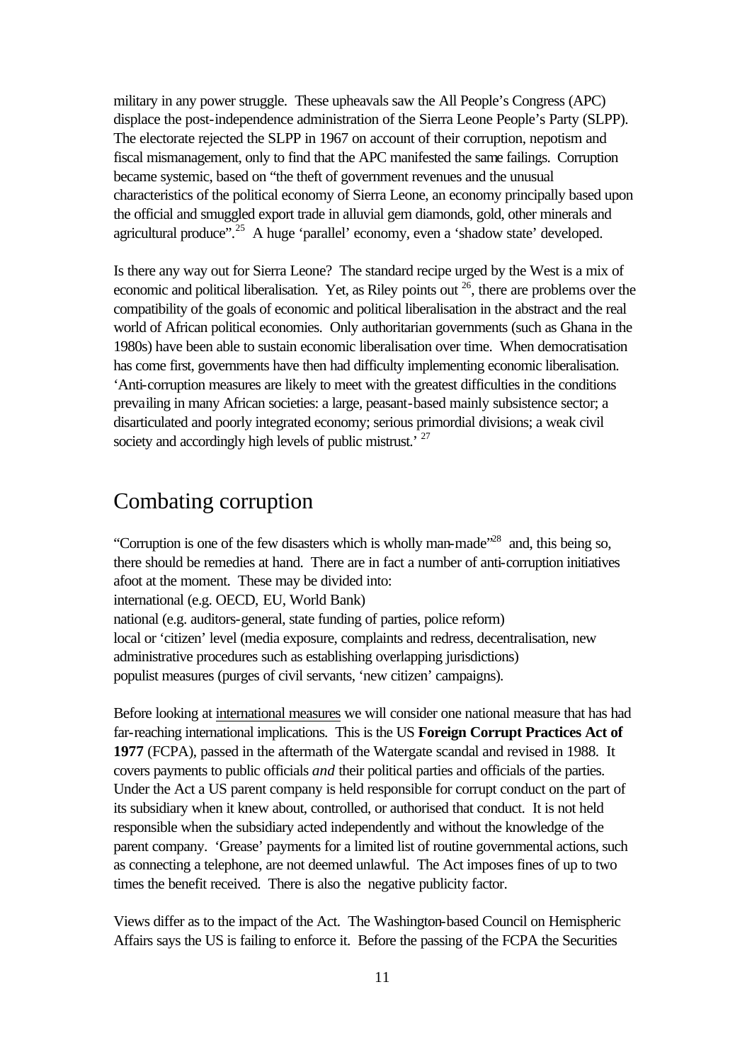military in any power struggle. These upheavals saw the All People's Congress (APC) displace the post-independence administration of the Sierra Leone People's Party (SLPP). The electorate rejected the SLPP in 1967 on account of their corruption, nepotism and fiscal mismanagement, only to find that the APC manifested the same failings. Corruption became systemic, based on "the theft of government revenues and the unusual characteristics of the political economy of Sierra Leone, an economy principally based upon the official and smuggled export trade in alluvial gem diamonds, gold, other minerals and agricultural produce".[25] A huge 'parallel' economy, even a 'shadow state' developed.

Is there any way out for Sierra Leone? The standard recipe urged by the West is a mix of economic and political liberalisation. Yet, as Riley points out [26], there are problems over the compatibility of the goals of economic and political liberalisation in the abstract and the real world of African political economies. Only authoritarian governments (such as Ghana in the 1980s) have been able to sustain economic liberalisation over time. When democratisation has come first, governments have then had difficulty implementing economic liberalisation. 'Anti-corruption measures are likely to meet with the greatest difficulties in the conditions prevailing in many African societies: a large, peasant-based mainly subsistence sector; a disarticulated and poorly integrated economy; serious primordial divisions; a weak civil society and accordingly high levels of public mistrust.' [27]

## Combating corruption

"Corruption is one of the few disasters which is wholly man-made"[28] and, this being so, there should be remedies at hand. There are in fact a number of anti-corruption initiatives afoot at the moment. These may be divided into:

international (e.g. OECD, EU, World Bank)

national (e.g. auditors-general, state funding of parties, police reform)

local or 'citizen' level (media exposure, complaints and redress, decentralisation, new administrative procedures such as establishing overlapping jurisdictions)

populist measures (purges of civil servants, 'new citizen' campaigns).

Before looking at international measures we will consider one national measure that has had far-reaching international implications. This is the US **Foreign Corrupt Practices Act of 1977** (FCPA), passed in the aftermath of the Watergate scandal and revised in 1988. It covers payments to public officials *and* their political parties and officials of the parties. Under the Act a US parent company is held responsible for corrupt conduct on the part of its subsidiary when it knew about, controlled, or authorised that conduct. It is not held responsible when the subsidiary acted independently and without the knowledge of the parent company. 'Grease' payments for a limited list of routine governmental actions, such as connecting a telephone, are not deemed unlawful. The Act imposes fines of up to two times the benefit received. There is also the negative publicity factor.

Views differ as to the impact of the Act. The Washington-based Council on Hemispheric Affairs says the US is failing to enforce it. Before the passing of the FCPA the Securities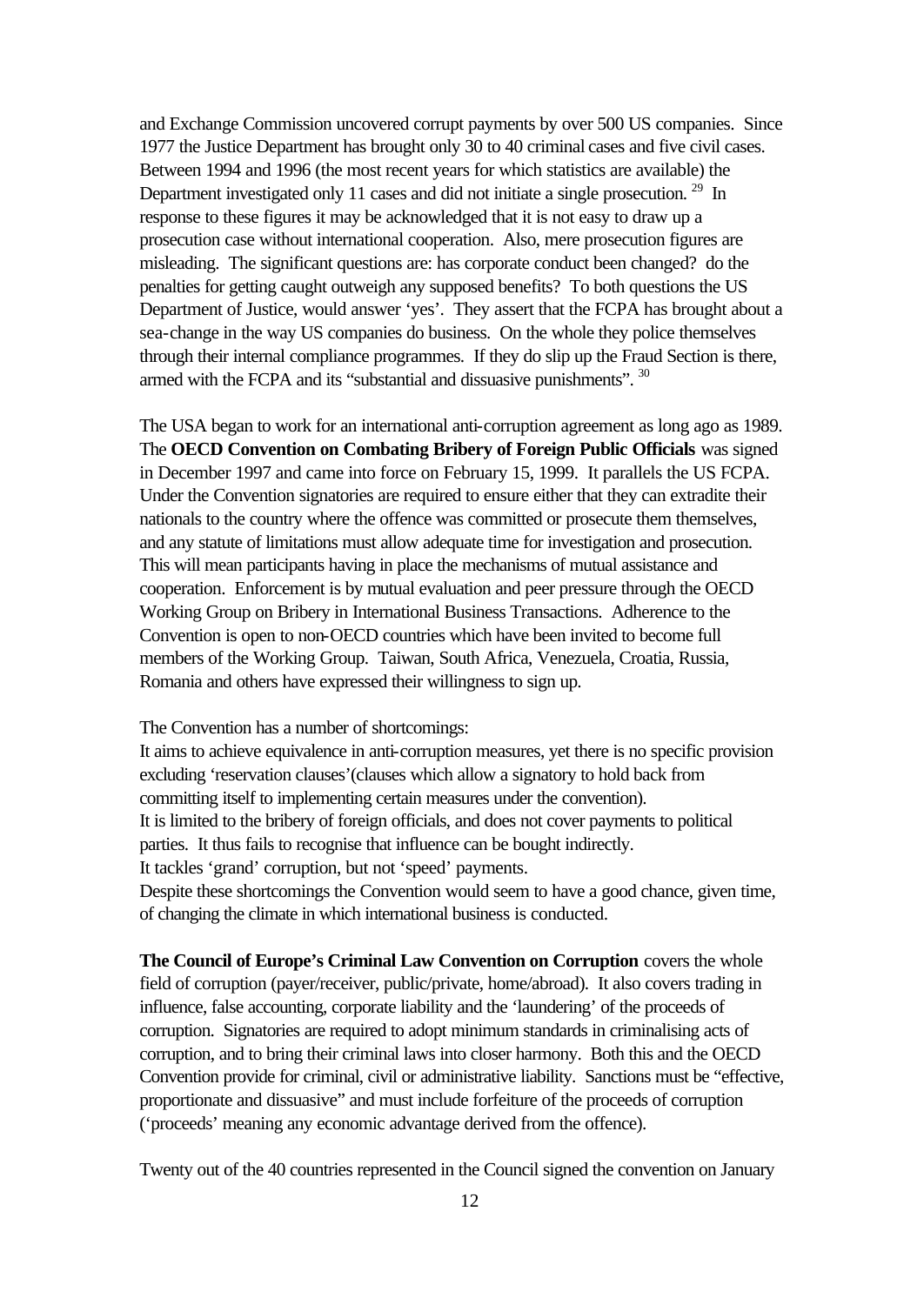and Exchange Commission uncovered corrupt payments by over 500 US companies. Since 1977 the Justice Department has brought only 30 to 40 criminal cases and five civil cases. Between 1994 and 1996 (the most recent years for which statistics are available) the Department investigated only 11 cases and did not initiate a single prosecution. [29] In response to these figures it may be acknowledged that it is not easy to draw up a prosecution case without international cooperation. Also, mere prosecution figures are misleading. The significant questions are: has corporate conduct been changed? do the penalties for getting caught outweigh any supposed benefits? To both questions the US Department of Justice, would answer 'yes'. They assert that the FCPA has brought about a sea-change in the way US companies do business. On the whole they police themselves through their internal compliance programmes. If they do slip up the Fraud Section is there, armed with the FCPA and its "substantial and dissuasive punishments". [30]

The USA began to work for an international anti-corruption agreement as long ago as 1989. The **OECD Convention on Combating Bribery of Foreign Public Officials** was signed in December 1997 and came into force on February 15, 1999. It parallels the US FCPA. Under the Convention signatories are required to ensure either that they can extradite their nationals to the country where the offence was committed or prosecute them themselves, and any statute of limitations must allow adequate time for investigation and prosecution. This will mean participants having in place the mechanisms of mutual assistance and cooperation. Enforcement is by mutual evaluation and peer pressure through the OECD Working Group on Bribery in International Business Transactions. Adherence to the Convention is open to non-OECD countries which have been invited to become full members of the Working Group. Taiwan, South Africa, Venezuela, Croatia, Russia, Romania and others have expressed their willingness to sign up.

The Convention has a number of shortcomings:

It aims to achieve equivalence in anti-corruption measures, yet there is no specific provision excluding 'reservation clauses'(clauses which allow a signatory to hold back from committing itself to implementing certain measures under the convention).

It is limited to the bribery of foreign officials, and does not cover payments to political parties. It thus fails to recognise that influence can be bought indirectly.

It tackles 'grand' corruption, but not 'speed' payments.

Despite these shortcomings the Convention would seem to have a good chance, given time, of changing the climate in which international business is conducted.

**The Council of Europe's Criminal Law Convention on Corruption** covers the whole field of corruption (payer/receiver, public/private, home/abroad). It also covers trading in influence, false accounting, corporate liability and the 'laundering' of the proceeds of corruption. Signatories are required to adopt minimum standards in criminalising acts of corruption, and to bring their criminal laws into closer harmony. Both this and the OECD Convention provide for criminal, civil or administrative liability. Sanctions must be "effective, proportionate and dissuasive" and must include forfeiture of the proceeds of corruption ('proceeds' meaning any economic advantage derived from the offence).

Twenty out of the 40 countries represented in the Council signed the convention on January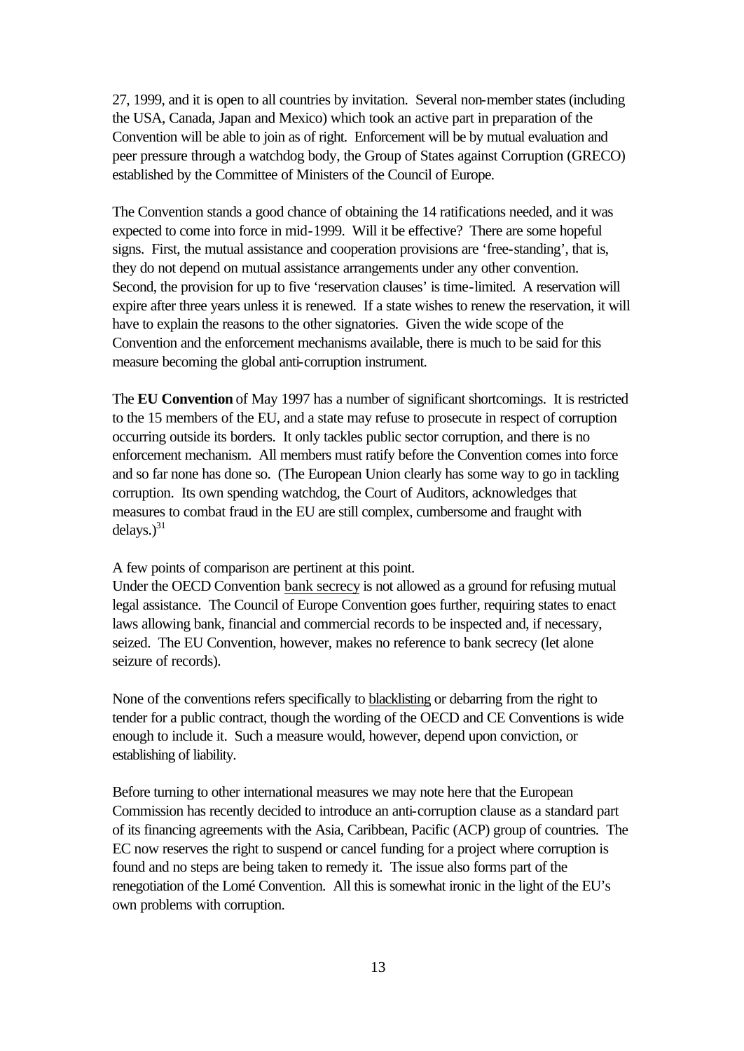27, 1999, and it is open to all countries by invitation. Several non-member states (including the USA, Canada, Japan and Mexico) which took an active part in preparation of the Convention will be able to join as of right. Enforcement will be by mutual evaluation and peer pressure through a watchdog body, the Group of States against Corruption (GRECO) established by the Committee of Ministers of the Council of Europe.

The Convention stands a good chance of obtaining the 14 ratifications needed, and it was expected to come into force in mid-1999. Will it be effective? There are some hopeful signs. First, the mutual assistance and cooperation provisions are 'free-standing', that is, they do not depend on mutual assistance arrangements under any other convention. Second, the provision for up to five 'reservation clauses' is time-limited. A reservation will expire after three years unless it is renewed. If a state wishes to renew the reservation, it will have to explain the reasons to the other signatories. Given the wide scope of the Convention and the enforcement mechanisms available, there is much to be said for this measure becoming the global anti-corruption instrument.

The **EU Convention** of May 1997 has a number of significant shortcomings. It is restricted to the 15 members of the EU, and a state may refuse to prosecute in respect of corruption occurring outside its borders. It only tackles public sector corruption, and there is no enforcement mechanism. All members must ratify before the Convention comes into force and so far none has done so. (The European Union clearly has some way to go in tackling corruption. Its own spending watchdog, the Court of Auditors, acknowledges that measures to combat fraud in the EU are still complex, cumbersome and fraught with delays.)[31]

A few points of comparison are pertinent at this point.
Under the OECD Convention bank secrecy is not allowed as a ground for refusing mutual legal assistance. The Council of Europe Convention goes further, requiring states to enact laws allowing bank, financial and commercial records to be inspected and, if necessary, seized. The EU Convention, however, makes no reference to bank secrecy (let alone seizure of records).

None of the conventions refers specifically to blacklisting or debarring from the right to tender for a public contract, though the wording of the OECD and CE Conventions is wide enough to include it. Such a measure would, however, depend upon conviction, or establishing of liability.

Before turning to other international measures we may note here that the European Commission has recently decided to introduce an anti-corruption clause as a standard part of its financing agreements with the Asia, Caribbean, Pacific (ACP) group of countries. The EC now reserves the right to suspend or cancel funding for a project where corruption is found and no steps are being taken to remedy it. The issue also forms part of the renegotiation of the Lomé Convention. All this is somewhat ironic in the light of the EU's own problems with corruption.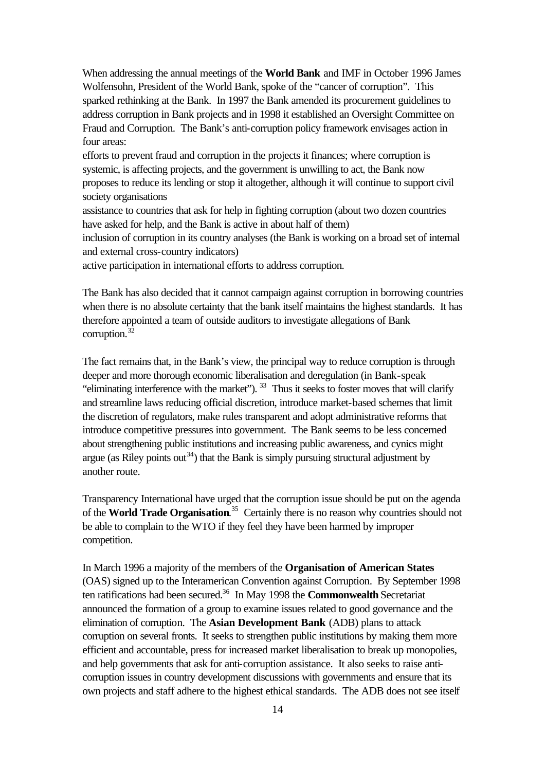When addressing the annual meetings of the **World Bank** and IMF in October 1996 James Wolfensohn, President of the World Bank, spoke of the "cancer of corruption". This sparked rethinking at the Bank. In 1997 the Bank amended its procurement guidelines to address corruption in Bank projects and in 1998 it established an Oversight Committee on Fraud and Corruption. The Bank's anti-corruption policy framework envisages action in four areas:

- efforts to prevent fraud and corruption in the projects it finances; where corruption is systemic, is affecting projects, and the government is unwilling to act, the Bank now proposes to reduce its lending or stop it altogether, although it will continue to support civil society organisations
- assistance to countries that ask for help in fighting corruption (about two dozen countries have asked for help, and the Bank is active in about half of them)
- inclusion of corruption in its country analyses (the Bank is working on a broad set of internal and external cross-country indicators)
- active participation in international efforts to address corruption.

The Bank has also decided that it cannot campaign against corruption in borrowing countries when there is no absolute certainty that the bank itself maintains the highest standards. It has therefore appointed a team of outside auditors to investigate allegations of Bank corruption.[32]

The fact remains that, in the Bank's view, the principal way to reduce corruption is through deeper and more thorough economic liberalisation and deregulation (in Bank-speak "eliminating interference with the market").[33] Thus it seeks to foster moves that will clarify and streamline laws reducing official discretion, introduce market-based schemes that limit the discretion of regulators, make rules transparent and adopt administrative reforms that introduce competitive pressures into government. The Bank seems to be less concerned about strengthening public institutions and increasing public awareness, and cynics might argue (as Riley points out[34]) that the Bank is simply pursuing structural adjustment by another route.

Transparency International have urged that the corruption issue should be put on the agenda of the **World Trade Organisation**.[35] Certainly there is no reason why countries should not be able to complain to the WTO if they feel they have been harmed by improper competition.

In March 1996 a majority of the members of the **Organisation of American States** (OAS) signed up to the Interamerican Convention against Corruption. By September 1998 ten ratifications had been secured.[36] In May 1998 the **Commonwealth** Secretariat announced the formation of a group to examine issues related to good governance and the elimination of corruption. The **Asian Development Bank** (ADB) plans to attack corruption on several fronts. It seeks to strengthen public institutions by making them more efficient and accountable, press for increased market liberalisation to break up monopolies, and help governments that ask for anti-corruption assistance. It also seeks to raise anti-corruption issues in country development discussions with governments and ensure that its own projects and staff adhere to the highest ethical standards. The ADB does not see itself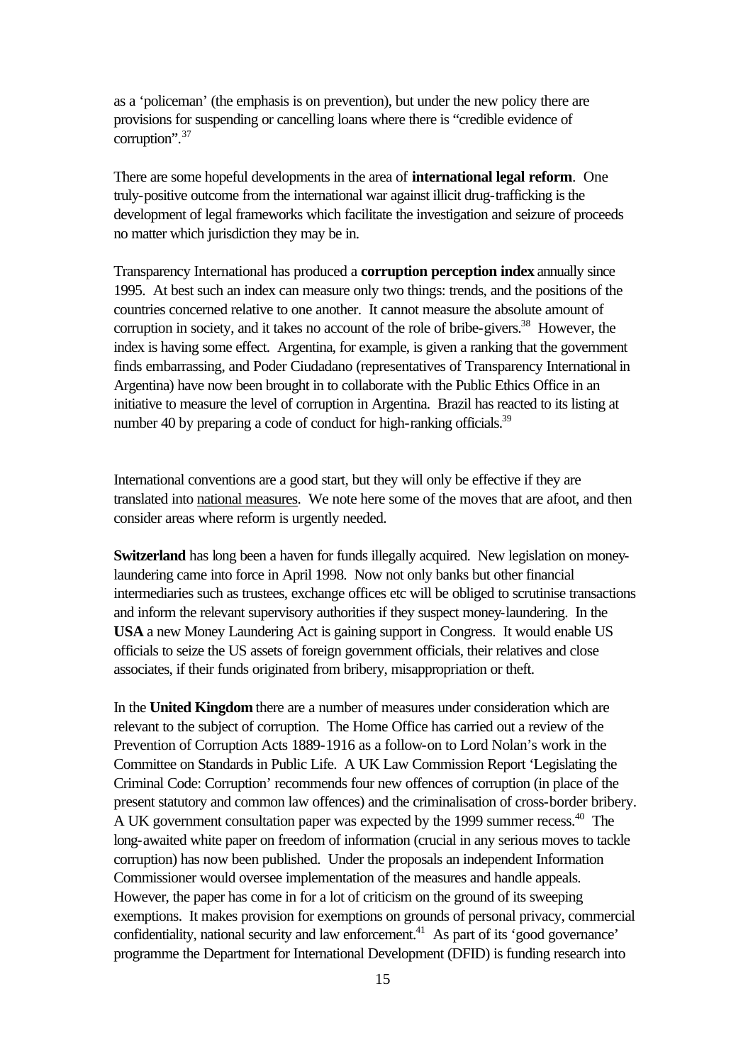as a 'policeman' (the emphasis is on prevention), but under the new policy there are provisions for suspending or cancelling loans where there is "credible evidence of corruption".[37]

There are some hopeful developments in the area of **international legal reform**. One truly-positive outcome from the international war against illicit drug-trafficking is the development of legal frameworks which facilitate the investigation and seizure of proceeds no matter which jurisdiction they may be in.

Transparency International has produced a **corruption perception index** annually since 1995. At best such an index can measure only two things: trends, and the positions of the countries concerned relative to one another. It cannot measure the absolute amount of corruption in society, and it takes no account of the role of bribe-givers.[38] However, the index is having some effect. Argentina, for example, is given a ranking that the government finds embarrassing, and Poder Ciudadano (representatives of Transparency International in Argentina) have now been brought in to collaborate with the Public Ethics Office in an initiative to measure the level of corruption in Argentina. Brazil has reacted to its listing at number 40 by preparing a code of conduct for high-ranking officials.[39]

International conventions are a good start, but they will only be effective if they are translated into <u>national measures</u>. We note here some of the moves that are afoot, and then consider areas where reform is urgently needed.

**Switzerland** has long been a haven for funds illegally acquired. New legislation on money-laundering came into force in April 1998. Now not only banks but other financial intermediaries such as trustees, exchange offices etc will be obliged to scrutinise transactions and inform the relevant supervisory authorities if they suspect money-laundering. In the **USA** a new Money Laundering Act is gaining support in Congress. It would enable US officials to seize the US assets of foreign government officials, their relatives and close associates, if their funds originated from bribery, misappropriation or theft.

In the **United Kingdom** there are a number of measures under consideration which are relevant to the subject of corruption. The Home Office has carried out a review of the Prevention of Corruption Acts 1889-1916 as a follow-on to Lord Nolan's work in the Committee on Standards in Public Life. A UK Law Commission Report 'Legislating the Criminal Code: Corruption' recommends four new offences of corruption (in place of the present statutory and common law offences) and the criminalisation of cross-border bribery. A UK government consultation paper was expected by the 1999 summer recess.[40] The long-awaited white paper on freedom of information (crucial in any serious moves to tackle corruption) has now been published. Under the proposals an independent Information Commissioner would oversee implementation of the measures and handle appeals. However, the paper has come in for a lot of criticism on the ground of its sweeping exemptions. It makes provision for exemptions on grounds of personal privacy, commercial confidentiality, national security and law enforcement.[41] As part of its 'good governance' programme the Department for International Development (DFID) is funding research into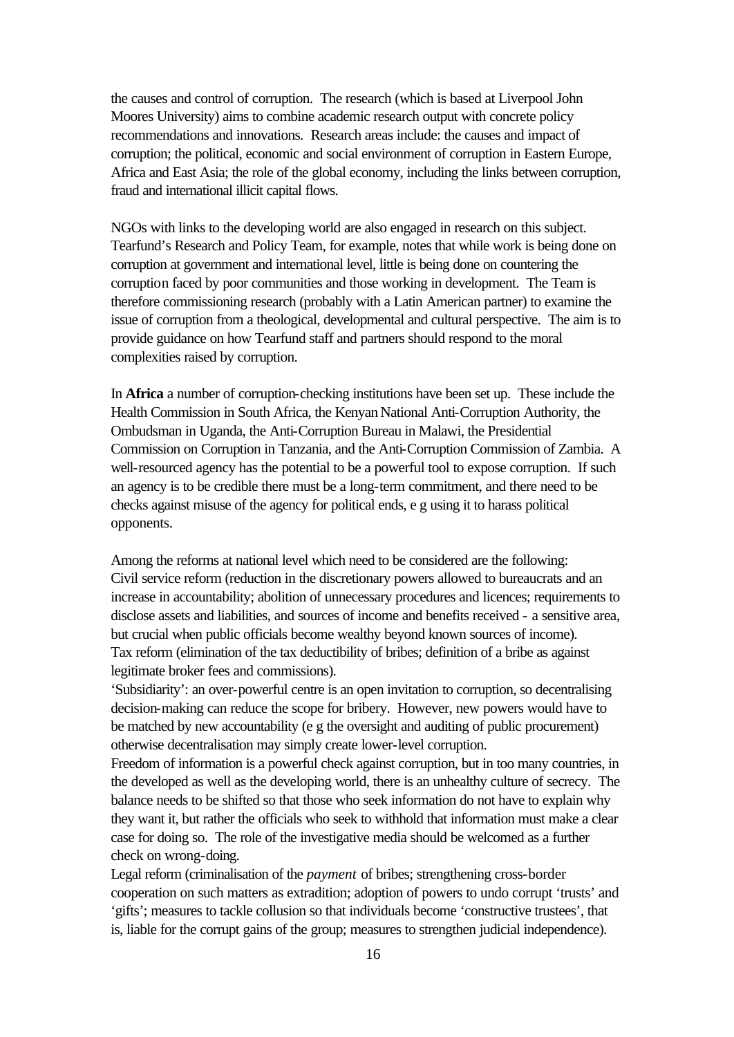the causes and control of corruption. The research (which is based at Liverpool John Moores University) aims to combine academic research output with concrete policy recommendations and innovations. Research areas include: the causes and impact of corruption; the political, economic and social environment of corruption in Eastern Europe, Africa and East Asia; the role of the global economy, including the links between corruption, fraud and international illicit capital flows.

NGOs with links to the developing world are also engaged in research on this subject. Tearfund's Research and Policy Team, for example, notes that while work is being done on corruption at government and international level, little is being done on countering the corruption faced by poor communities and those working in development. The Team is therefore commissioning research (probably with a Latin American partner) to examine the issue of corruption from a theological, developmental and cultural perspective. The aim is to provide guidance on how Tearfund staff and partners should respond to the moral complexities raised by corruption.

In **Africa** a number of corruption-checking institutions have been set up. These include the Health Commission in South Africa, the Kenyan National Anti-Corruption Authority, the Ombudsman in Uganda, the Anti-Corruption Bureau in Malawi, the Presidential Commission on Corruption in Tanzania, and the Anti-Corruption Commission of Zambia. A well-resourced agency has the potential to be a powerful tool to expose corruption. If such an agency is to be credible there must be a long-term commitment, and there need to be checks against misuse of the agency for political ends, e g using it to harass political opponents.

Among the reforms at national level which need to be considered are the following:
Civil service reform (reduction in the discretionary powers allowed to bureaucrats and an increase in accountability; abolition of unnecessary procedures and licences; requirements to disclose assets and liabilities, and sources of income and benefits received - a sensitive area, but crucial when public officials become wealthy beyond known sources of income).
Tax reform (elimination of the tax deductibility of bribes; definition of a bribe as against legitimate broker fees and commissions).
'Subsidiarity': an over-powerful centre is an open invitation to corruption, so decentralising decision-making can reduce the scope for bribery. However, new powers would have to be matched by new accountability (e g the oversight and auditing of public procurement) otherwise decentralisation may simply create lower-level corruption.
Freedom of information is a powerful check against corruption, but in too many countries, in the developed as well as the developing world, there is an unhealthy culture of secrecy. The balance needs to be shifted so that those who seek information do not have to explain why they want it, but rather the officials who seek to withhold that information must make a clear case for doing so. The role of the investigative media should be welcomed as a further check on wrong-doing.
Legal reform (criminalisation of the *payment* of bribes; strengthening cross-border cooperation on such matters as extradition; adoption of powers to undo corrupt 'trusts' and 'gifts'; measures to tackle collusion so that individuals become 'constructive trustees', that is, liable for the corrupt gains of the group; measures to strengthen judicial independence).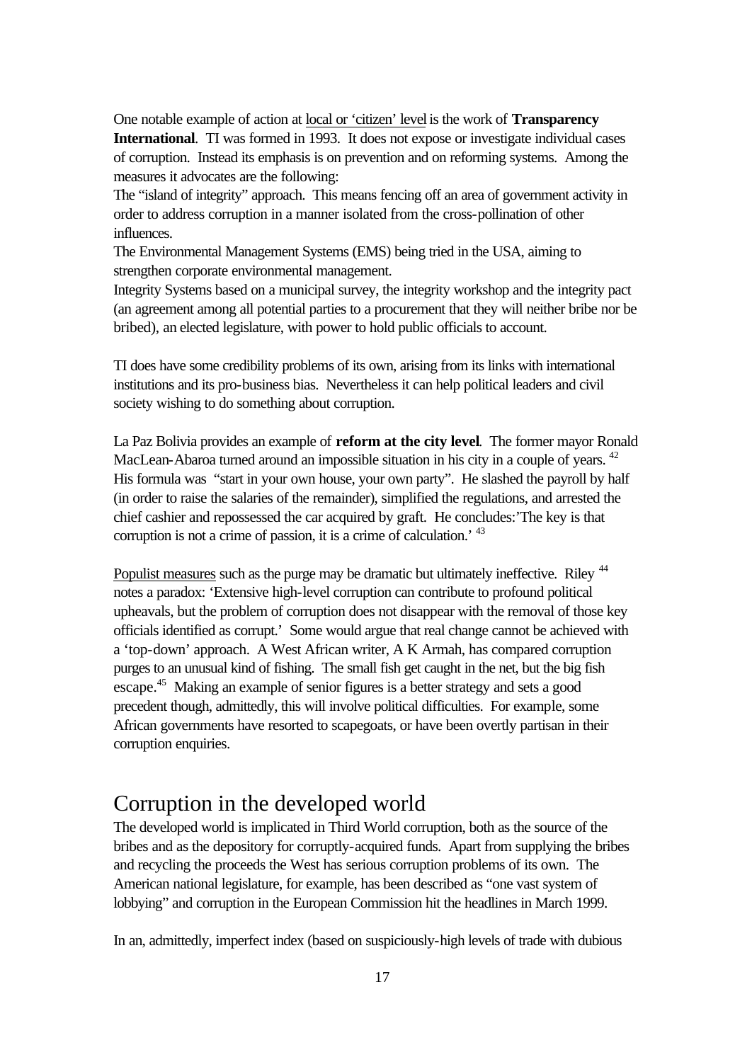One notable example of action at <u>local or 'citizen' level</u> is the work of **Transparency International**. TI was formed in 1993. It does not expose or investigate individual cases of corruption. Instead its emphasis is on prevention and on reforming systems. Among the measures it advocates are the following:

The "island of integrity" approach. This means fencing off an area of government activity in order to address corruption in a manner isolated from the cross-pollination of other influences.

The Environmental Management Systems (EMS) being tried in the USA, aiming to strengthen corporate environmental management.

Integrity Systems based on a municipal survey, the integrity workshop and the integrity pact (an agreement among all potential parties to a procurement that they will neither bribe nor be bribed), an elected legislature, with power to hold public officials to account.

TI does have some credibility problems of its own, arising from its links with international institutions and its pro-business bias. Nevertheless it can help political leaders and civil society wishing to do something about corruption.

La Paz Bolivia provides an example of **reform at the city level**. The former mayor Ronald MacLean-Abaroa turned around an impossible situation in his city in a couple of years. [42] His formula was "start in your own house, your own party". He slashed the payroll by half (in order to raise the salaries of the remainder), simplified the regulations, and arrested the chief cashier and repossessed the car acquired by graft. He concludes:'The key is that corruption is not a crime of passion, it is a crime of calculation.' [43]

<u>Populist measures</u> such as the purge may be dramatic but ultimately ineffective. Riley [44] notes a paradox: 'Extensive high-level corruption can contribute to profound political upheavals, but the problem of corruption does not disappear with the removal of those key officials identified as corrupt.' Some would argue that real change cannot be achieved with a 'top-down' approach. A West African writer, A K Armah, has compared corruption purges to an unusual kind of fishing. The small fish get caught in the net, but the big fish escape.[45] Making an example of senior figures is a better strategy and sets a good precedent though, admittedly, this will involve political difficulties. For example, some African governments have resorted to scapegoats, or have been overtly partisan in their corruption enquiries.

# Corruption in the developed world

The developed world is implicated in Third World corruption, both as the source of the bribes and as the depository for corruptly-acquired funds. Apart from supplying the bribes and recycling the proceeds the West has serious corruption problems of its own. The American national legislature, for example, has been described as "one vast system of lobbying" and corruption in the European Commission hit the headlines in March 1999.

In an, admittedly, imperfect index (based on suspiciously-high levels of trade with dubious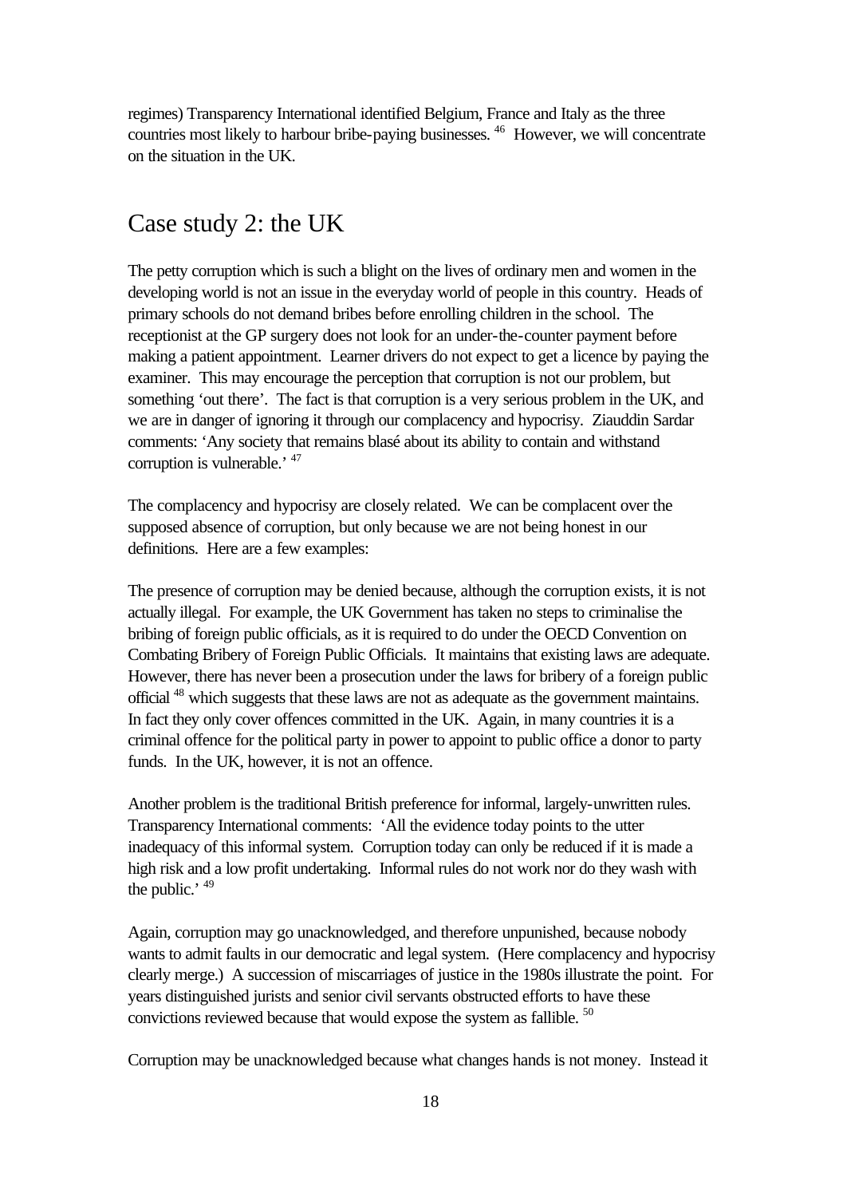regimes) Transparency International identified Belgium, France and Italy as the three countries most likely to harbour bribe-paying businesses. [46] However, we will concentrate on the situation in the UK.

## Case study 2: the UK

The petty corruption which is such a blight on the lives of ordinary men and women in the developing world is not an issue in the everyday world of people in this country. Heads of primary schools do not demand bribes before enrolling children in the school. The receptionist at the GP surgery does not look for an under-the-counter payment before making a patient appointment. Learner drivers do not expect to get a licence by paying the examiner. This may encourage the perception that corruption is not our problem, but something 'out there'. The fact is that corruption is a very serious problem in the UK, and we are in danger of ignoring it through our complacency and hypocrisy. Ziauddin Sardar comments: 'Any society that remains blasé about its ability to contain and withstand corruption is vulnerable.' [47]

The complacency and hypocrisy are closely related. We can be complacent over the supposed absence of corruption, but only because we are not being honest in our definitions. Here are a few examples:

The presence of corruption may be denied because, although the corruption exists, it is not actually illegal. For example, the UK Government has taken no steps to criminalise the bribing of foreign public officials, as it is required to do under the OECD Convention on Combating Bribery of Foreign Public Officials. It maintains that existing laws are adequate. However, there has never been a prosecution under the laws for bribery of a foreign public official [48] which suggests that these laws are not as adequate as the government maintains. In fact they only cover offences committed in the UK. Again, in many countries it is a criminal offence for the political party in power to appoint to public office a donor to party funds. In the UK, however, it is not an offence.

Another problem is the traditional British preference for informal, largely-unwritten rules. Transparency International comments: 'All the evidence today points to the utter inadequacy of this informal system. Corruption today can only be reduced if it is made a high risk and a low profit undertaking. Informal rules do not work nor do they wash with the public.' [49]

Again, corruption may go unacknowledged, and therefore unpunished, because nobody wants to admit faults in our democratic and legal system. (Here complacency and hypocrisy clearly merge.) A succession of miscarriages of justice in the 1980s illustrate the point. For years distinguished jurists and senior civil servants obstructed efforts to have these convictions reviewed because that would expose the system as fallible. [50]

Corruption may be unacknowledged because what changes hands is not money. Instead it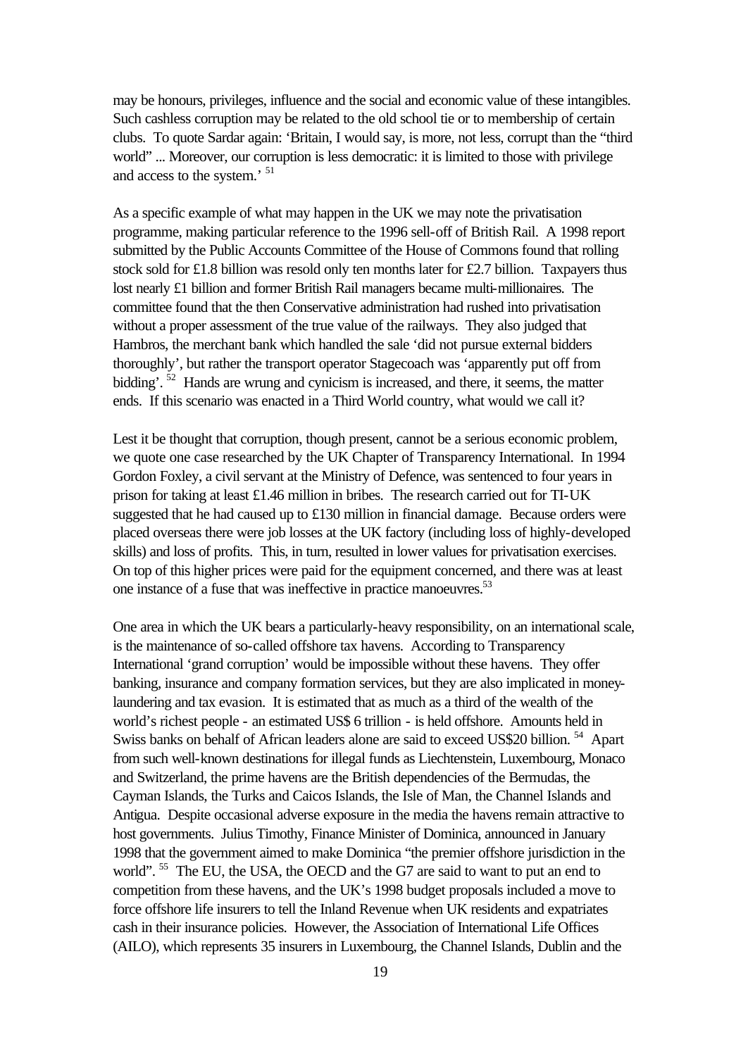may be honours, privileges, influence and the social and economic value of these intangibles. Such cashless corruption may be related to the old school tie or to membership of certain clubs. To quote Sardar again: 'Britain, I would say, is more, not less, corrupt than the "third world" ... Moreover, our corruption is less democratic: it is limited to those with privilege and access to the system.' [51]

As a specific example of what may happen in the UK we may note the privatisation programme, making particular reference to the 1996 sell-off of British Rail. A 1998 report submitted by the Public Accounts Committee of the House of Commons found that rolling stock sold for £1.8 billion was resold only ten months later for £2.7 billion. Taxpayers thus lost nearly £1 billion and former British Rail managers became multi-millionaires. The committee found that the then Conservative administration had rushed into privatisation without a proper assessment of the true value of the railways. They also judged that Hambros, the merchant bank which handled the sale 'did not pursue external bidders thoroughly', but rather the transport operator Stagecoach was 'apparently put off from bidding'. [52] Hands are wrung and cynicism is increased, and there, it seems, the matter ends. If this scenario was enacted in a Third World country, what would we call it?

Lest it be thought that corruption, though present, cannot be a serious economic problem, we quote one case researched by the UK Chapter of Transparency International. In 1994 Gordon Foxley, a civil servant at the Ministry of Defence, was sentenced to four years in prison for taking at least £1.46 million in bribes. The research carried out for TI-UK suggested that he had caused up to £130 million in financial damage. Because orders were placed overseas there were job losses at the UK factory (including loss of highly-developed skills) and loss of profits. This, in turn, resulted in lower values for privatisation exercises. On top of this higher prices were paid for the equipment concerned, and there was at least one instance of a fuse that was ineffective in practice manoeuvres.[53]

One area in which the UK bears a particularly-heavy responsibility, on an international scale, is the maintenance of so-called offshore tax havens. According to Transparency International 'grand corruption' would be impossible without these havens. They offer banking, insurance and company formation services, but they are also implicated in money-laundering and tax evasion. It is estimated that as much as a third of the wealth of the world's richest people - an estimated US$ 6 trillion - is held offshore. Amounts held in Swiss banks on behalf of African leaders alone are said to exceed US$20 billion. [54] Apart from such well-known destinations for illegal funds as Liechtenstein, Luxembourg, Monaco and Switzerland, the prime havens are the British dependencies of the Bermudas, the Cayman Islands, the Turks and Caicos Islands, the Isle of Man, the Channel Islands and Antigua. Despite occasional adverse exposure in the media the havens remain attractive to host governments. Julius Timothy, Finance Minister of Dominica, announced in January 1998 that the government aimed to make Dominica "the premier offshore jurisdiction in the world". [55] The EU, the USA, the OECD and the G7 are said to want to put an end to competition from these havens, and the UK's 1998 budget proposals included a move to force offshore life insurers to tell the Inland Revenue when UK residents and expatriates cash in their insurance policies. However, the Association of International Life Offices (AILO), which represents 35 insurers in Luxembourg, the Channel Islands, Dublin and the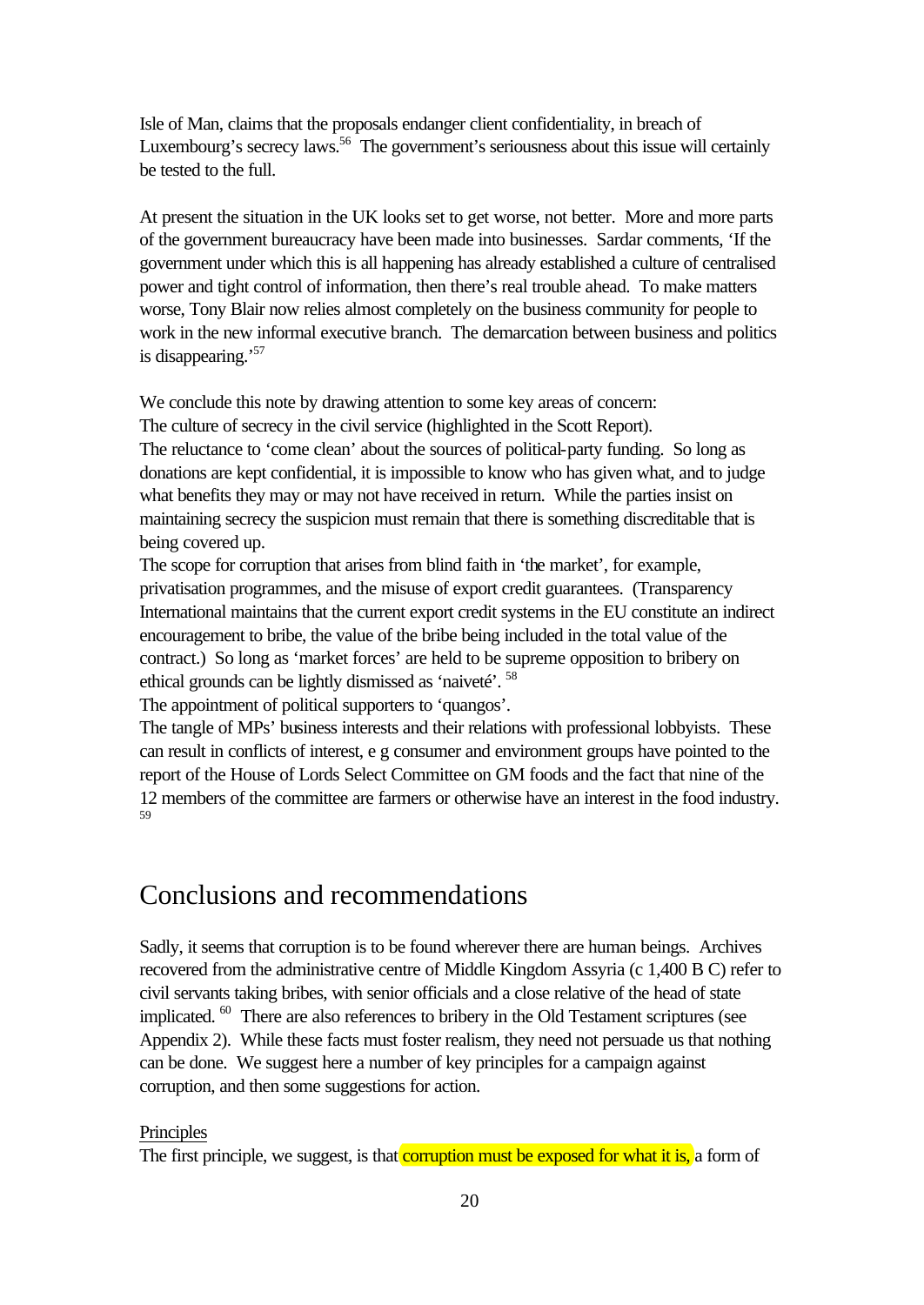Isle of Man, claims that the proposals endanger client confidentiality, in breach of Luxembourg's secrecy laws.[56] The government's seriousness about this issue will certainly be tested to the full.

At present the situation in the UK looks set to get worse, not better. More and more parts of the government bureaucracy have been made into businesses. Sardar comments, 'If the government under which this is all happening has already established a culture of centralised power and tight control of information, then there's real trouble ahead. To make matters worse, Tony Blair now relies almost completely on the business community for people to work in the new informal executive branch. The demarcation between business and politics is disappearing.'[57]

We conclude this note by drawing attention to some key areas of concern:

The culture of secrecy in the civil service (highlighted in the Scott Report).

The reluctance to 'come clean' about the sources of political-party funding. So long as donations are kept confidential, it is impossible to know who has given what, and to judge what benefits they may or may not have received in return. While the parties insist on maintaining secrecy the suspicion must remain that there is something discreditable that is being covered up.

The scope for corruption that arises from blind faith in 'the market', for example, privatisation programmes, and the misuse of export credit guarantees. (Transparency International maintains that the current export credit systems in the EU constitute an indirect encouragement to bribe, the value of the bribe being included in the total value of the contract.) So long as 'market forces' are held to be supreme opposition to bribery on ethical grounds can be lightly dismissed as 'naiveté'. [58]

The appointment of political supporters to 'quangos'.

The tangle of MPs' business interests and their relations with professional lobbyists. These can result in conflicts of interest, e g consumer and environment groups have pointed to the report of the House of Lords Select Committee on GM foods and the fact that nine of the 12 members of the committee are farmers or otherwise have an interest in the food industry. [59]

# Conclusions and recommendations

Sadly, it seems that corruption is to be found wherever there are human beings. Archives recovered from the administrative centre of Middle Kingdom Assyria (c 1,400 B C) refer to civil servants taking bribes, with senior officials and a close relative of the head of state implicated. [60] There are also references to bribery in the Old Testament scriptures (see Appendix 2). While these facts must foster realism, they need not persuade us that nothing can be done. We suggest here a number of key principles for a campaign against corruption, and then some suggestions for action.

Principles

The first principle, we suggest, is that corruption must be exposed for what it is, a form of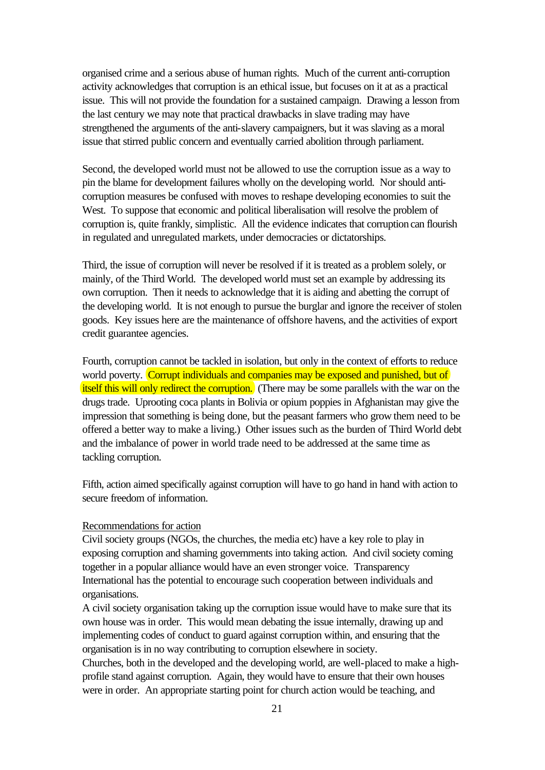organised crime and a serious abuse of human rights. Much of the current anti-corruption activity acknowledges that corruption is an ethical issue, but focuses on it at as a practical issue. This will not provide the foundation for a sustained campaign. Drawing a lesson from the last century we may note that practical drawbacks in slave trading may have strengthened the arguments of the anti-slavery campaigners, but it was slaving as a moral issue that stirred public concern and eventually carried abolition through parliament.

Second, the developed world must not be allowed to use the corruption issue as a way to pin the blame for development failures wholly on the developing world. Nor should anti-corruption measures be confused with moves to reshape developing economies to suit the West. To suppose that economic and political liberalisation will resolve the problem of corruption is, quite frankly, simplistic. All the evidence indicates that corruption can flourish in regulated and unregulated markets, under democracies or dictatorships.

Third, the issue of corruption will never be resolved if it is treated as a problem solely, or mainly, of the Third World. The developed world must set an example by addressing its own corruption. Then it needs to acknowledge that it is aiding and abetting the corrupt of the developing world. It is not enough to pursue the burglar and ignore the receiver of stolen goods. Key issues here are the maintenance of offshore havens, and the activities of export credit guarantee agencies.

Fourth, corruption cannot be tackled in isolation, but only in the context of efforts to reduce world poverty. Corrupt individuals and companies may be exposed and punished, but of itself this will only redirect the corruption. (There may be some parallels with the war on the drugs trade. Uprooting coca plants in Bolivia or opium poppies in Afghanistan may give the impression that something is being done, but the peasant farmers who grow them need to be offered a better way to make a living.) Other issues such as the burden of Third World debt and the imbalance of power in world trade need to be addressed at the same time as tackling corruption.

Fifth, action aimed specifically against corruption will have to go hand in hand with action to secure freedom of information.

Recommendations for action

Civil society groups (NGOs, the churches, the media etc) have a key role to play in exposing corruption and shaming governments into taking action. And civil society coming together in a popular alliance would have an even stronger voice. Transparency International has the potential to encourage such cooperation between individuals and organisations.

A civil society organisation taking up the corruption issue would have to make sure that its own house was in order. This would mean debating the issue internally, drawing up and implementing codes of conduct to guard against corruption within, and ensuring that the organisation is in no way contributing to corruption elsewhere in society.

Churches, both in the developed and the developing world, are well-placed to make a high-profile stand against corruption. Again, they would have to ensure that their own houses were in order. An appropriate starting point for church action would be teaching, and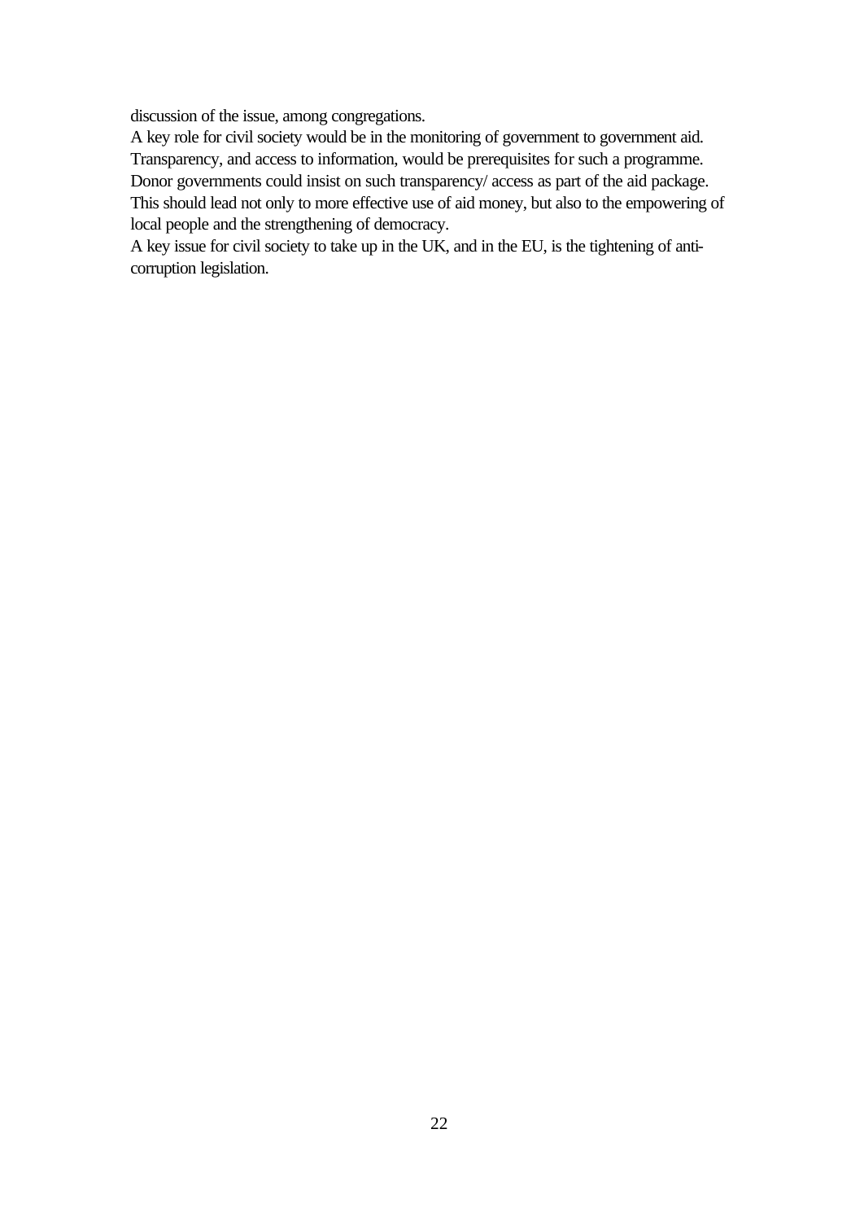discussion of the issue, among congregations.

A key role for civil society would be in the monitoring of government to government aid. Transparency, and access to information, would be prerequisites for such a programme. Donor governments could insist on such transparency/ access as part of the aid package. This should lead not only to more effective use of aid money, but also to the empowering of local people and the strengthening of democracy.

A key issue for civil society to take up in the UK, and in the EU, is the tightening of anti-corruption legislation.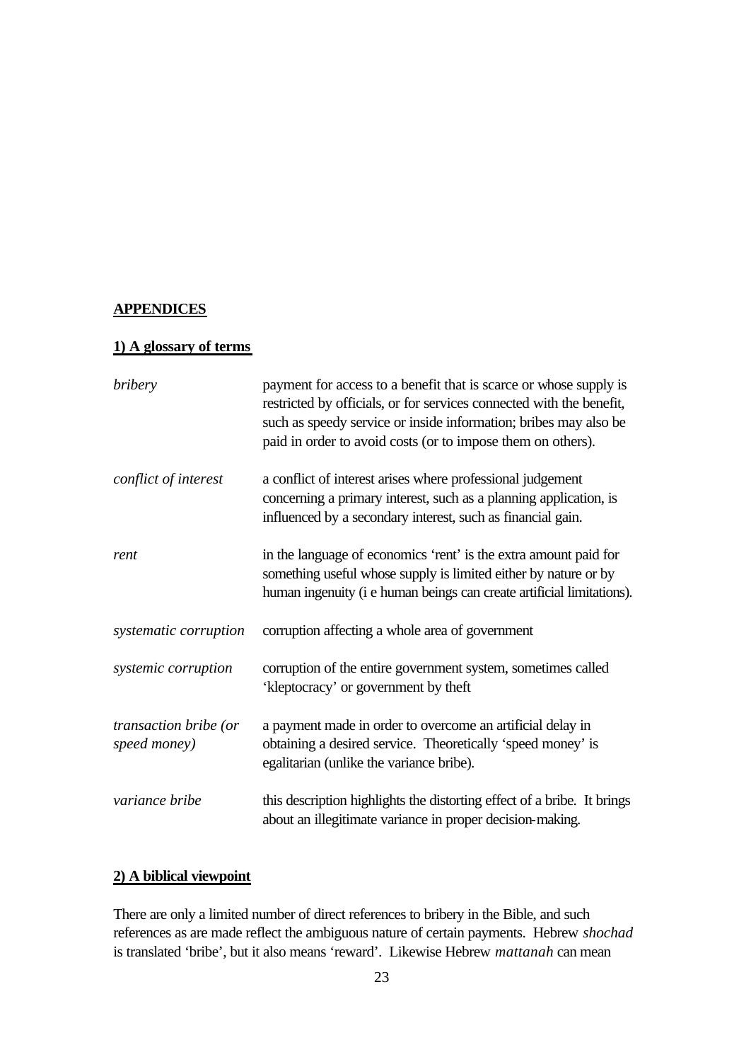**APPENDICES**

**1) A glossary of terms**

| | |
|---|---|
| *bribery* | payment for access to a benefit that is scarce or whose supply is restricted by officials, or for services connected with the benefit, such as speedy service or inside information; bribes may also be paid in order to avoid costs (or to impose them on others). |
| *conflict of interest* | a conflict of interest arises where professional judgement concerning a primary interest, such as a planning application, is influenced by a secondary interest, such as financial gain. |
| *rent* | in the language of economics 'rent' is the extra amount paid for something useful whose supply is limited either by nature or by human ingenuity (i e human beings can create artificial limitations). |
| *systematic corruption* | corruption affecting a whole area of government |
| *systemic corruption* | corruption of the entire government system, sometimes called 'kleptocracy' or government by theft |
| *transaction bribe (or speed money)* | a payment made in order to overcome an artificial delay in obtaining a desired service. Theoretically 'speed money' is egalitarian (unlike the variance bribe). |
| *variance bribe* | this description highlights the distorting effect of a bribe. It brings about an illegitimate variance in proper decision-making. |

**2) A biblical viewpoint**

There are only a limited number of direct references to bribery in the Bible, and such references as are made reflect the ambiguous nature of certain payments. Hebrew *shochad* is translated 'bribe', but it also means 'reward'. Likewise Hebrew *mattanah* can mean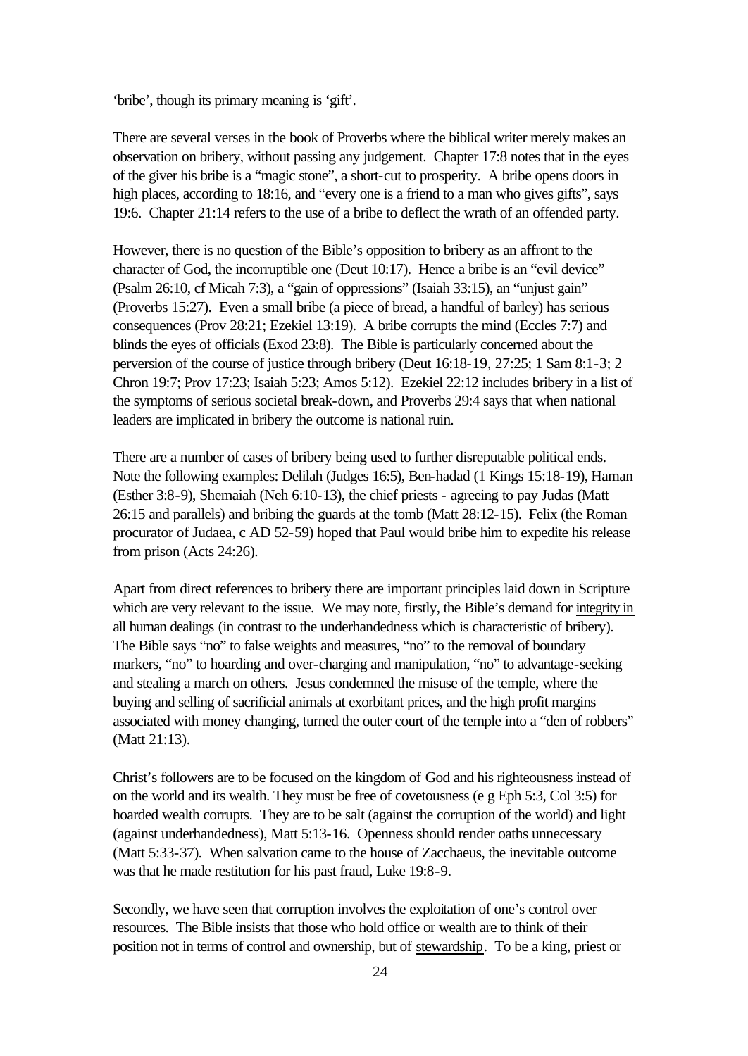'bribe', though its primary meaning is 'gift'.

There are several verses in the book of Proverbs where the biblical writer merely makes an observation on bribery, without passing any judgement. Chapter 17:8 notes that in the eyes of the giver his bribe is a "magic stone", a short-cut to prosperity. A bribe opens doors in high places, according to 18:16, and "every one is a friend to a man who gives gifts", says 19:6. Chapter 21:14 refers to the use of a bribe to deflect the wrath of an offended party.

However, there is no question of the Bible's opposition to bribery as an affront to the character of God, the incorruptible one (Deut 10:17). Hence a bribe is an "evil device" (Psalm 26:10, cf Micah 7:3), a "gain of oppressions" (Isaiah 33:15), an "unjust gain" (Proverbs 15:27). Even a small bribe (a piece of bread, a handful of barley) has serious consequences (Prov 28:21; Ezekiel 13:19). A bribe corrupts the mind (Eccles 7:7) and blinds the eyes of officials (Exod 23:8). The Bible is particularly concerned about the perversion of the course of justice through bribery (Deut 16:18-19, 27:25; 1 Sam 8:1-3; 2 Chron 19:7; Prov 17:23; Isaiah 5:23; Amos 5:12). Ezekiel 22:12 includes bribery in a list of the symptoms of serious societal break-down, and Proverbs 29:4 says that when national leaders are implicated in bribery the outcome is national ruin.

There are a number of cases of bribery being used to further disreputable political ends. Note the following examples: Delilah (Judges 16:5), Ben-hadad (1 Kings 15:18-19), Haman (Esther 3:8-9), Shemaiah (Neh 6:10-13), the chief priests - agreeing to pay Judas (Matt 26:15 and parallels) and bribing the guards at the tomb (Matt 28:12-15). Felix (the Roman procurator of Judaea, c AD 52-59) hoped that Paul would bribe him to expedite his release from prison (Acts 24:26).

Apart from direct references to bribery there are important principles laid down in Scripture which are very relevant to the issue. We may note, firstly, the Bible's demand for <u>integrity in all human dealings</u> (in contrast to the underhandedness which is characteristic of bribery). The Bible says "no" to false weights and measures, "no" to the removal of boundary markers, "no" to hoarding and over-charging and manipulation, "no" to advantage-seeking and stealing a march on others. Jesus condemned the misuse of the temple, where the buying and selling of sacrificial animals at exorbitant prices, and the high profit margins associated with money changing, turned the outer court of the temple into a "den of robbers" (Matt 21:13).

Christ's followers are to be focused on the kingdom of God and his righteousness instead of on the world and its wealth. They must be free of covetousness (e g Eph 5:3, Col 3:5) for hoarded wealth corrupts. They are to be salt (against the corruption of the world) and light (against underhandedness), Matt 5:13-16. Openness should render oaths unnecessary (Matt 5:33-37). When salvation came to the house of Zacchaeus, the inevitable outcome was that he made restitution for his past fraud, Luke 19:8-9.

Secondly, we have seen that corruption involves the exploitation of one's control over resources. The Bible insists that those who hold office or wealth are to think of their position not in terms of control and ownership, but of <u>stewardship</u>. To be a king, priest or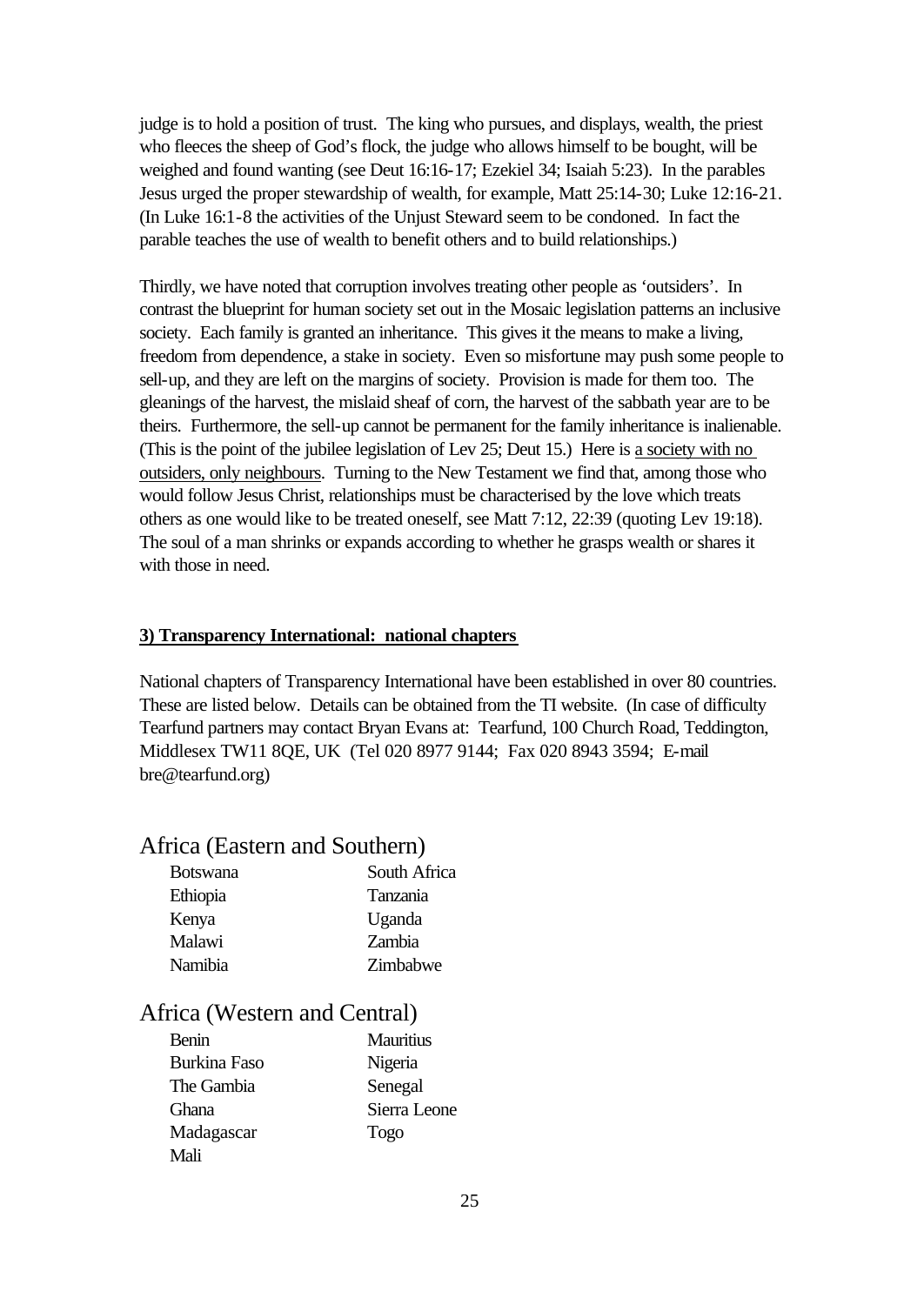judge is to hold a position of trust. The king who pursues, and displays, wealth, the priest who fleeces the sheep of God's flock, the judge who allows himself to be bought, will be weighed and found wanting (see Deut 16:16-17; Ezekiel 34; Isaiah 5:23). In the parables Jesus urged the proper stewardship of wealth, for example, Matt 25:14-30; Luke 12:16-21. (In Luke 16:1-8 the activities of the Unjust Steward seem to be condoned. In fact the parable teaches the use of wealth to benefit others and to build relationships.)

Thirdly, we have noted that corruption involves treating other people as 'outsiders'. In contrast the blueprint for human society set out in the Mosaic legislation patterns an inclusive society. Each family is granted an inheritance. This gives it the means to make a living, freedom from dependence, a stake in society. Even so misfortune may push some people to sell-up, and they are left on the margins of society. Provision is made for them too. The gleanings of the harvest, the mislaid sheaf of corn, the harvest of the sabbath year are to be theirs. Furthermore, the sell-up cannot be permanent for the family inheritance is inalienable. (This is the point of the jubilee legislation of Lev 25; Deut 15.) Here is a society with no outsiders, only neighbours. Turning to the New Testament we find that, among those who would follow Jesus Christ, relationships must be characterised by the love which treats others as one would like to be treated oneself, see Matt 7:12, 22:39 (quoting Lev 19:18). The soul of a man shrinks or expands according to whether he grasps wealth or shares it with those in need.

**3) Transparency International: national chapters**

National chapters of Transparency International have been established in over 80 countries. These are listed below. Details can be obtained from the TI website. (In case of difficulty Tearfund partners may contact Bryan Evans at: Tearfund, 100 Church Road, Teddington, Middlesex TW11 8QE, UK (Tel 020 8977 9144; Fax 020 8943 3594; E-mail bre@tearfund.org)

## Africa (Eastern and Southern)

- Botswana
- Ethiopia
- Kenya
- Malawi
- Namibia
- South Africa
- Tanzania
- Uganda
- Zambia
- Zimbabwe

## Africa (Western and Central)

- Benin
- Burkina Faso
- The Gambia
- Ghana
- Madagascar
- Mali
- Mauritius
- Nigeria
- Senegal
- Sierra Leone
- Togo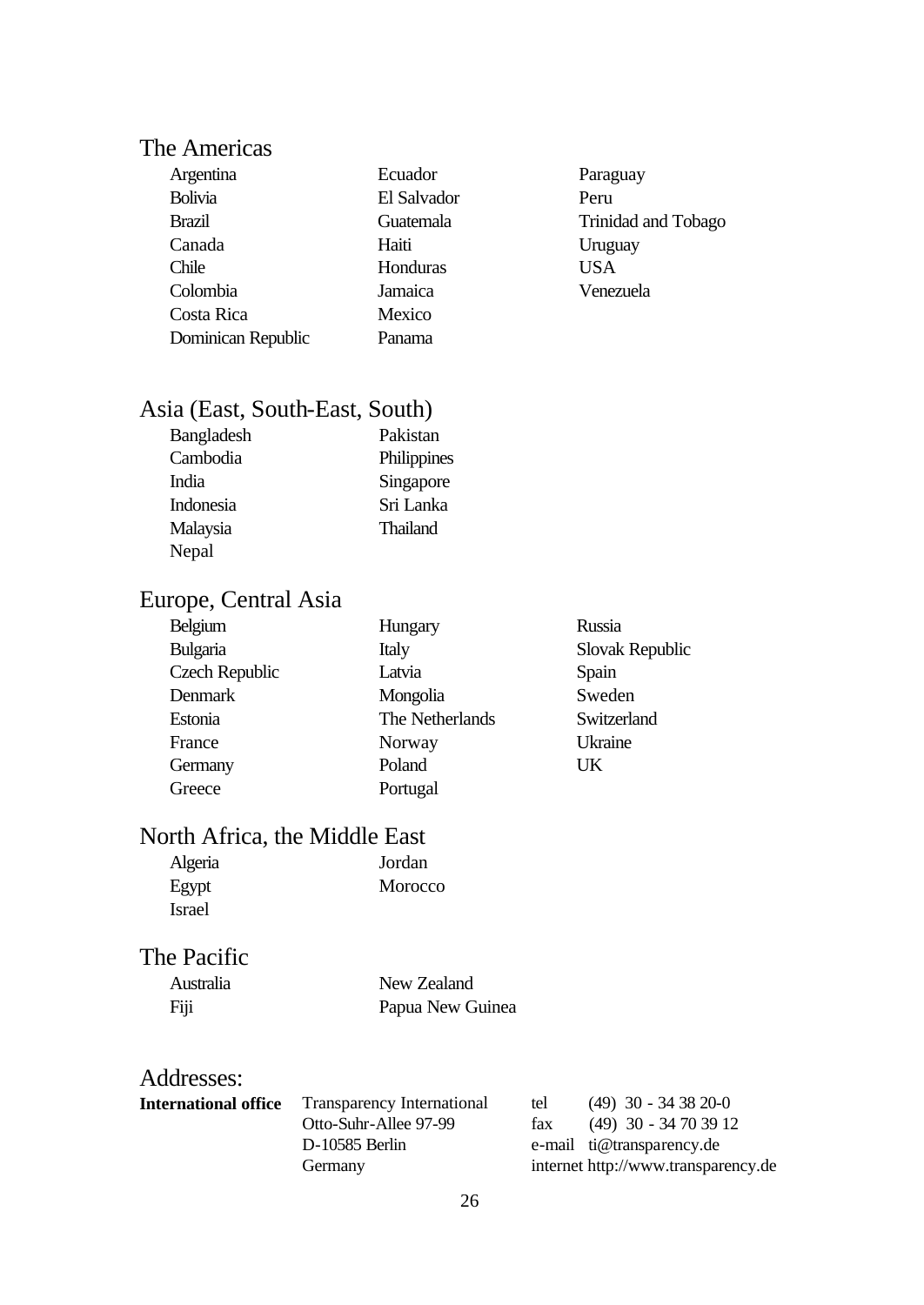## The Americas

- Argentina
- Bolivia
- Brazil
- Canada
- Chile
- Colombia
- Costa Rica
- Dominican Republic
- Ecuador
- El Salvador
- Guatemala
- Haiti
- Honduras
- Jamaica
- Mexico
- Panama
- Paraguay
- Peru
- Trinidad and Tobago
- Uruguay
- USA
- Venezuela

## Asia (East, South-East, South)

- Bangladesh
- Cambodia
- India
- Indonesia
- Malaysia
- Nepal
- Pakistan
- Philippines
- Singapore
- Sri Lanka
- Thailand

## Europe, Central Asia

- Belgium
- Bulgaria
- Czech Republic
- Denmark
- Estonia
- France
- Germany
- Greece
- Hungary
- Italy
- Latvia
- Mongolia
- The Netherlands
- Norway
- Poland
- Portugal
- Russia
- Slovak Republic
- Spain
- Sweden
- Switzerland
- Ukraine
- UK

## North Africa, the Middle East

- Algeria
- Egypt
- Israel
- Jordan
- Morocco

## The Pacific

- Australia
- Fiji
- New Zealand
- Papua New Guinea

## Addresses:

**International office**

Transparency International
Otto-Suhr-Allee 97-99
D-10585 Berlin
Germany

tel (49) 30 - 34 38 20-0
fax (49) 30 - 34 70 39 12
e-mail ti@transparency.de
internet http://www.transparency.de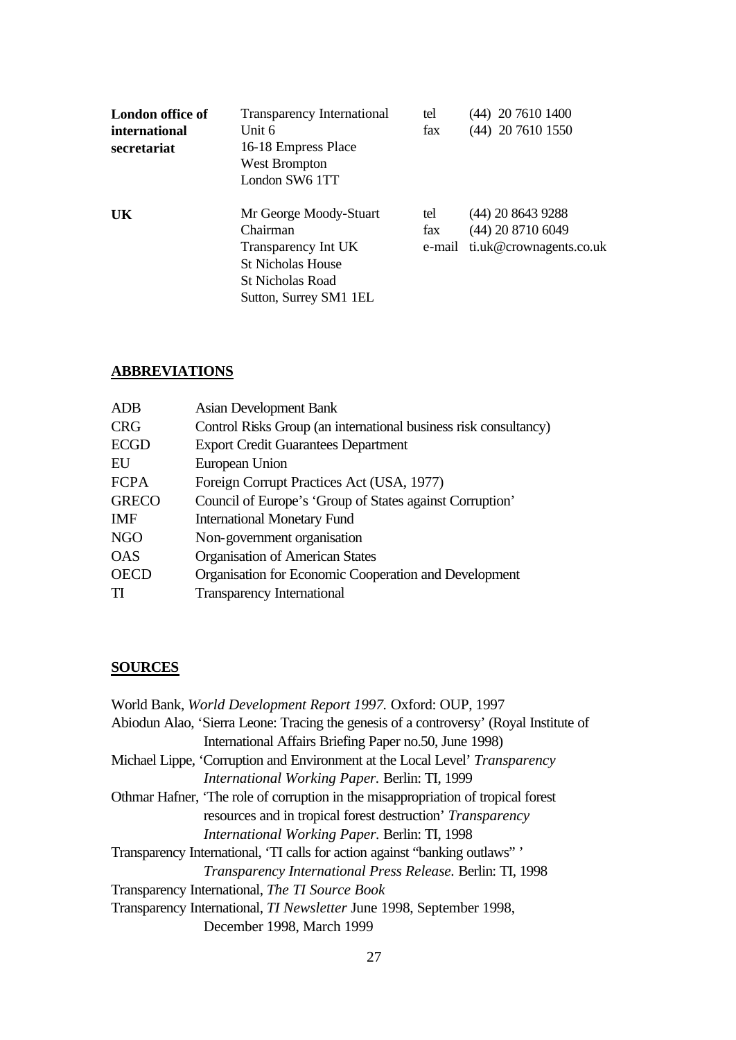| | | | |
|---|---|---|---|
| **London office of international secretariat** | Transparency International<br>Unit 6<br>16-18 Empress Place<br>West Brompton<br>London SW6 1TT | tel<br>fax | (44) 20 7610 1400<br>(44) 20 7610 1550 |
| **UK** | Mr George Moody-Stuart<br>Chairman<br>Transparency Int UK<br>St Nicholas House<br>St Nicholas Road<br>Sutton, Surrey SM1 1EL | tel<br>fax<br>e-mail | (44) 20 8643 9288<br>(44) 20 8710 6049<br>ti.uk@crownagents.co.uk |

## ABBREVIATIONS

| | |
|---|---|
| ADB | Asian Development Bank |
| CRG | Control Risks Group (an international business risk consultancy) |
| ECGD | Export Credit Guarantees Department |
| EU | European Union |
| FCPA | Foreign Corrupt Practices Act (USA, 1977) |
| GRECO | Council of Europe's 'Group of States against Corruption' |
| IMF | International Monetary Fund |
| NGO | Non-government organisation |
| OAS | Organisation of American States |
| OECD | Organisation for Economic Cooperation and Development |
| TI | Transparency International |

## SOURCES

World Bank, *World Development Report 1997.* Oxford: OUP, 1997

Abiodun Alao, 'Sierra Leone: Tracing the genesis of a controversy' (Royal Institute of International Affairs Briefing Paper no.50, June 1998)

Michael Lippe, 'Corruption and Environment at the Local Level' *Transparency International Working Paper.* Berlin: TI, 1999

Othmar Hafner, 'The role of corruption in the misappropriation of tropical forest resources and in tropical forest destruction' *Transparency International Working Paper.* Berlin: TI, 1998

Transparency International, 'TI calls for action against "banking outlaws" ' *Transparency International Press Release.* Berlin: TI, 1998

Transparency International, *The TI Source Book*

Transparency International, *TI Newsletter* June 1998, September 1998, December 1998, March 1999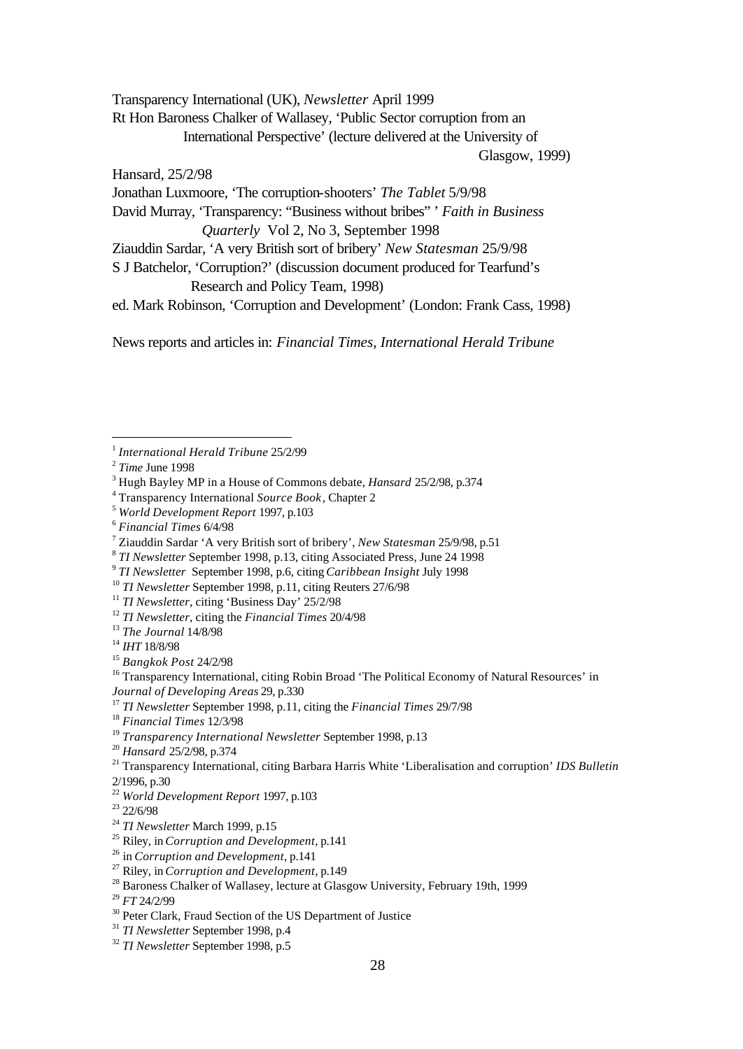Transparency International (UK), *Newsletter* April 1999

Rt Hon Baroness Chalker of Wallasey, 'Public Sector corruption from an International Perspective' (lecture delivered at the University of Glasgow, 1999)

Hansard, 25/2/98

Jonathan Luxmoore, 'The corruption-shooters' *The Tablet* 5/9/98

David Murray, 'Transparency: "Business without bribes" ' *Faith in Business Quarterly* Vol 2, No 3, September 1998

Ziauddin Sardar, 'A very British sort of bribery' *New Statesman* 25/9/98

S J Batchelor, 'Corruption?' (discussion document produced for Tearfund's Research and Policy Team, 1998)

ed. Mark Robinson, 'Corruption and Development' (London: Frank Cass, 1998)

News reports and articles in: *Financial Times, International Herald Tribune*

---

[1] *International Herald Tribune* 25/2/99

[2] *Time* June 1998

[3] Hugh Bayley MP in a House of Commons debate, *Hansard* 25/2/98, p.374

[4] Transparency International *Source Book*, Chapter 2

[5] *World Development Report* 1997, p.103

[6] *Financial Times* 6/4/98

[7] Ziauddin Sardar 'A very British sort of bribery', *New Statesman* 25/9/98, p.51

[8] *TI Newsletter* September 1998, p.13, citing Associated Press, June 24 1998

[9] *TI Newsletter* September 1998, p.6, citing *Caribbean Insight* July 1998

[10] *TI Newsletter* September 1998, p.11, citing Reuters 27/6/98

[11] *TI Newsletter*, citing 'Business Day' 25/2/98

[12] *TI Newsletter*, citing the *Financial Times* 20/4/98

[13] *The Journal* 14/8/98

[14] *IHT* 18/8/98

[15] *Bangkok Post* 24/2/98

[16] Transparency International, citing Robin Broad 'The Political Economy of Natural Resources' in *Journal of Developing Areas* 29, p.330

[17] *TI Newsletter* September 1998, p.11, citing the *Financial Times* 29/7/98

[18] *Financial Times* 12/3/98

[19] *Transparency International Newsletter* September 1998, p.13

[20] *Hansard* 25/2/98, p.374

[21] Transparency International, citing Barbara Harris White 'Liberalisation and corruption' *IDS Bulletin* 2/1996, p.30

[22] *World Development Report* 1997, p.103

[23] 22/6/98

[24] *TI Newsletter* March 1999, p.15

[25] Riley, in *Corruption and Development*, p.141

[26] in *Corruption and Development*, p.141

[27] Riley, in *Corruption and Development*, p.149

[28] Baroness Chalker of Wallasey, lecture at Glasgow University, February 19th, 1999

[29] *FT* 24/2/99

[30] Peter Clark, Fraud Section of the US Department of Justice

[31] *TI Newsletter* September 1998, p.4

[32] *TI Newsletter* September 1998, p.5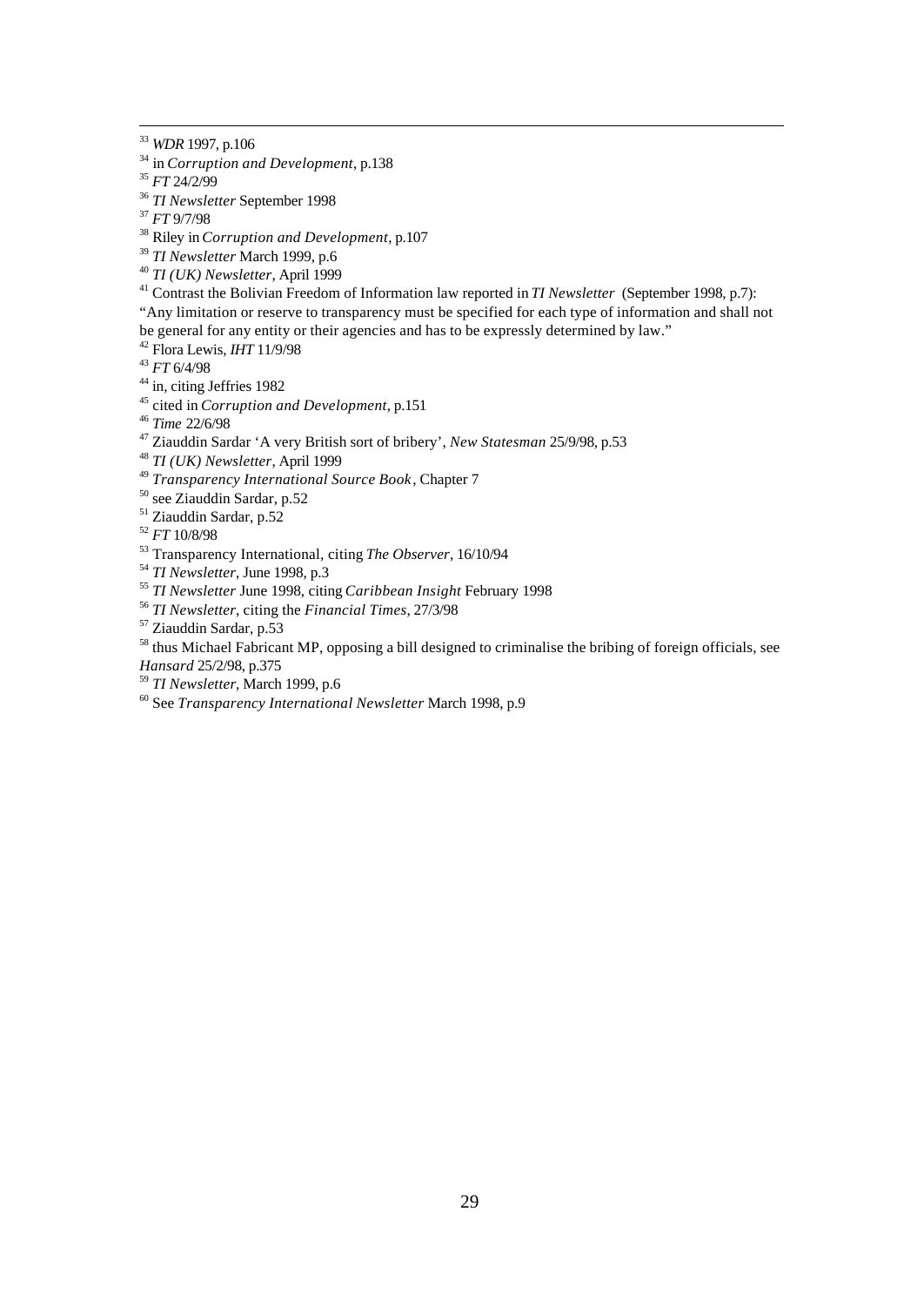[33] *WDR* 1997, p.106

[34] in *Corruption and Development*, p.138

[35] *FT* 24/2/99

[36] *TI Newsletter* September 1998

[37] *FT* 9/7/98

[38] Riley in *Corruption and Development*, p.107

[39] *TI Newsletter* March 1999, p.6

[40] *TI (UK) Newsletter*, April 1999

[41] Contrast the Bolivian Freedom of Information law reported in *TI Newsletter* (September 1998, p.7): "Any limitation or reserve to transparency must be specified for each type of information and shall not be general for any entity or their agencies and has to be expressly determined by law."

[42] Flora Lewis, *IHT* 11/9/98

[43] *FT* 6/4/98

[44] in, citing Jeffries 1982

[45] cited in *Corruption and Development*, p.151

[46] *Time* 22/6/98

[47] Ziauddin Sardar 'A very British sort of bribery', *New Statesman* 25/9/98, p.53

[48] *TI (UK) Newsletter*, April 1999

[49] *Transparency International Source Book*, Chapter 7

[50] see Ziauddin Sardar, p.52

[51] Ziauddin Sardar, p.52

[52] *FT* 10/8/98

[53] Transparency International, citing *The Observer*, 16/10/94

[54] *TI Newsletter*, June 1998, p.3

[55] *TI Newsletter* June 1998, citing *Caribbean Insight* February 1998

[56] *TI Newsletter*, citing the *Financial Times*, 27/3/98

[57] Ziauddin Sardar, p.53

[58] thus Michael Fabricant MP, opposing a bill designed to criminalise the bribing of foreign officials, see *Hansard* 25/2/98, p.375

[59] *TI Newsletter*, March 1999, p.6

[60] See *Transparency International Newsletter* March 1998, p.9